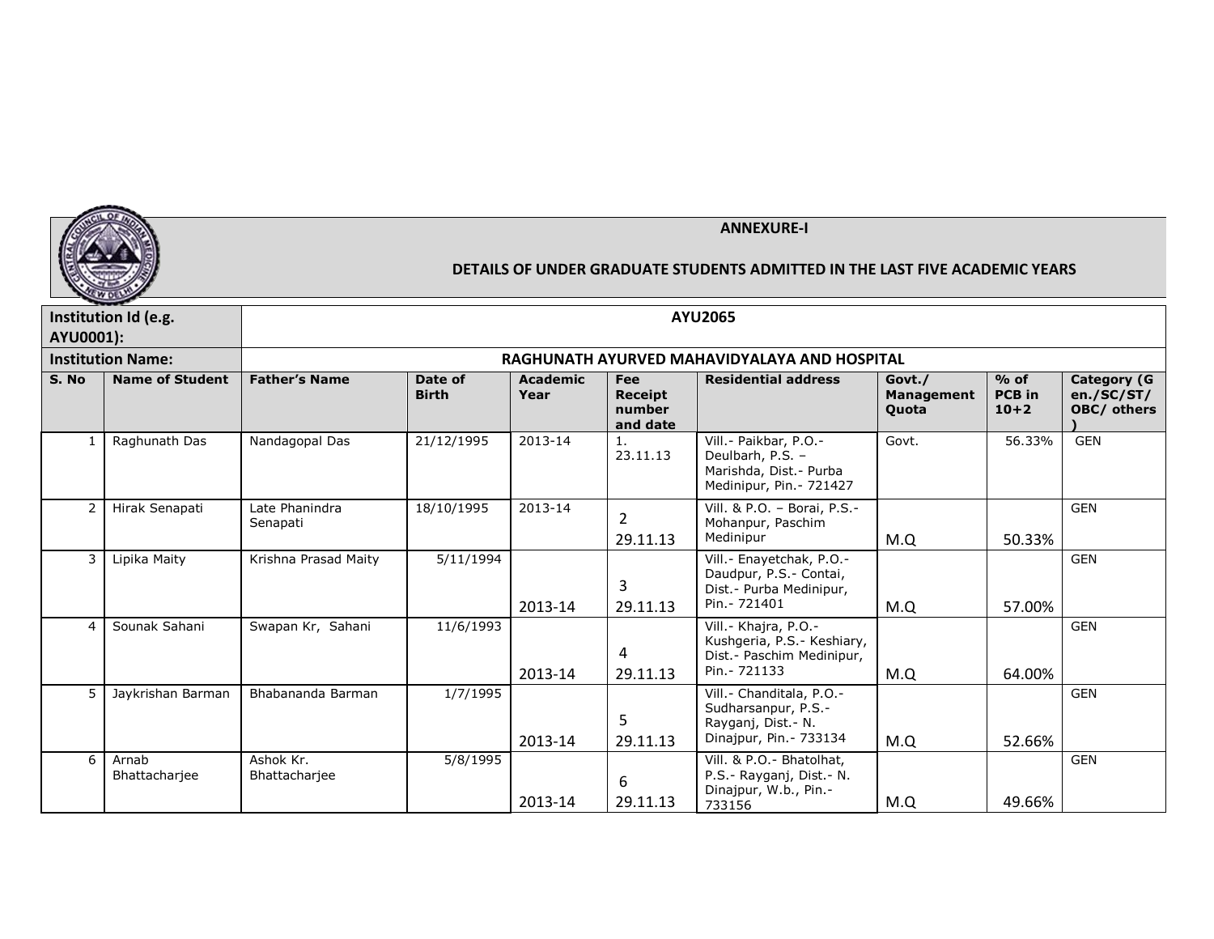**ANNEXURE-I**

**DETAILS OF UNDER GRADUATE STUDENTS ADMITTED IN THE LAST FIVE ACADEMIC YEARS**

| Institution Id (e.g. AYU0001): | AYU2065 | | | | | | | | |
|---|---|---|---|---|---|---|---|---|---|
| **Institution Name:** | **RAGHUNATH AYURVED MAHAVIDYALAYA AND HOSPITAL** | | | | | | | | |
| **S. No** | **Name of Student** | **Father's Name** | **Date of Birth** | **Academic Year** | **Fee Receipt number and date** | **Residential address** | **Govt./ Management Quota** | **% of PCB in 10+2** | **Category (Gen./SC/ST/ OBC/ others )** |
| 1 | Raghunath Das | Nandagopal Das | 21/12/1995 | 2013-14 | 1. 23.11.13 | Vill.- Paikbar, P.O.- Deulbarh, P.S. – Marishda, Dist.- Purba Medinipur, Pin.- 721427 | Govt. | 56.33% | GEN |
| 2 | Hirak Senapati | Late Phanindra Senapati | 18/10/1995 | 2013-14 | 2 29.11.13 | Vill. & P.O. – Borai, P.S.- Mohanpur, Paschim Medinipur | M.Q | 50.33% | GEN |
| 3 | Lipika Maity | Krishna Prasad Maity | 5/11/1994 | 2013-14 | 3 29.11.13 | Vill.- Enayetchak, P.O.- Daudpur, P.S.- Contai, Dist.- Purba Medinipur, Pin.- 721401 | M.Q | 57.00% | GEN |
| 4 | Sounak Sahani | Swapan Kr, Sahani | 11/6/1993 | 2013-14 | 4 29.11.13 | Vill.- Khajra, P.O.- Kushgeria, P.S.- Keshiary, Dist.- Paschim Medinipur, Pin.- 721133 | M.Q | 64.00% | GEN |
| 5 | Jaykrishan Barman | Bhabananda Barman | 1/7/1995 | 2013-14 | 5 29.11.13 | Vill.- Chanditala, P.O.- Sudharsanpur, P.S.- Rayganj, Dist.- N. Dinajpur, Pin.- 733134 | M.Q | 52.66% | GEN |
| 6 | Arnab Bhattacharjee | Ashok Kr. Bhattacharjee | 5/8/1995 | 2013-14 | 6 29.11.13 | Vill. & P.O.- Bhatolhat, P.S.- Rayganj, Dist.- N. Dinajpur, W.b., Pin.- 733156 | M.Q | 49.66% | GEN |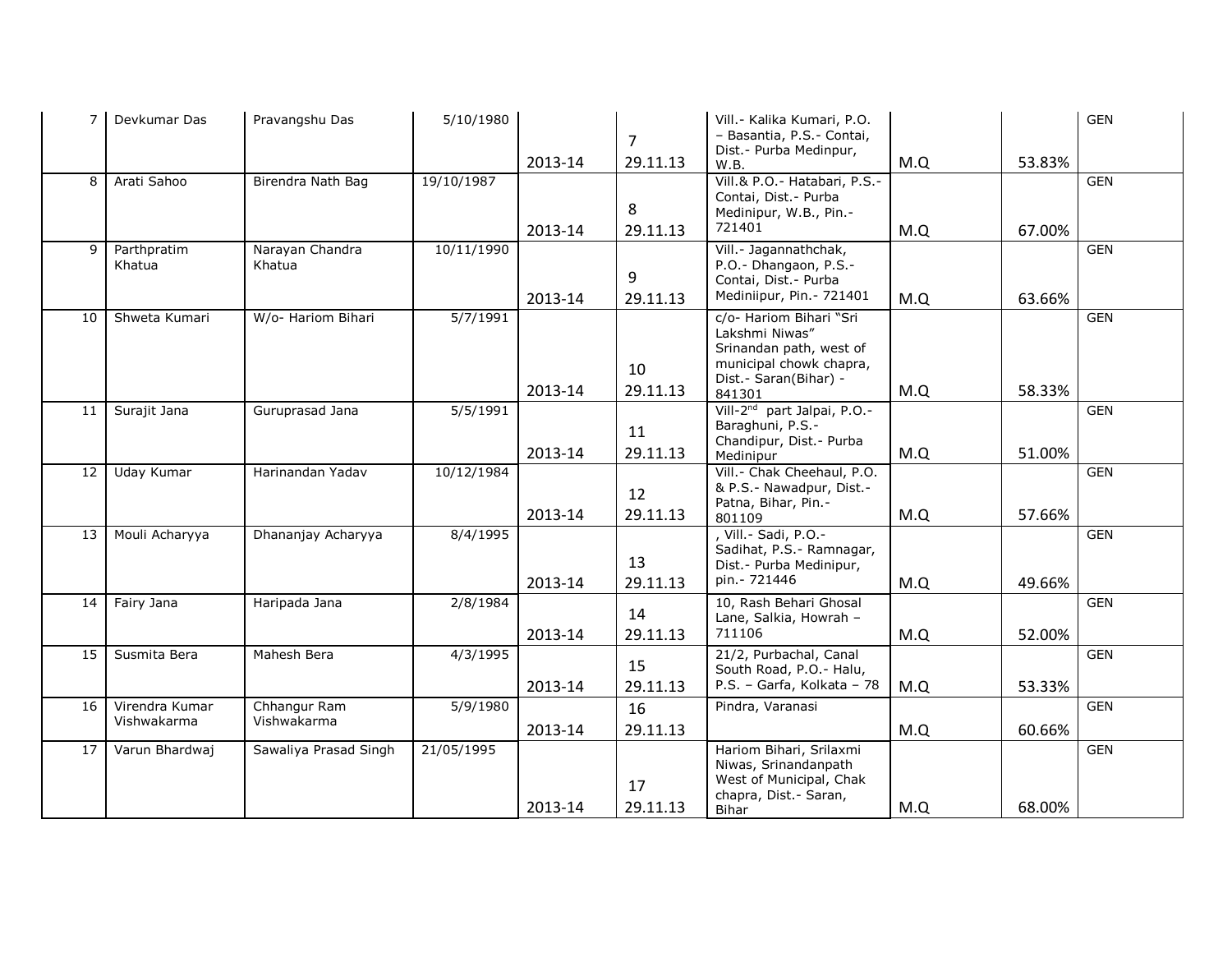| 7 | Devkumar Das | Pravangshu Das | 5/10/1980 | 2013-14 | 7 29.11.13 | Vill.- Kalika Kumari, P.O. – Basantia, P.S.- Contai, Dist.- Purba Medinpur, W.B. | M.Q | 53.83% | GEN |
|---|---|---|---|---|---|---|---|---|---|
| 8 | Arati Sahoo | Birendra Nath Bag | 19/10/1987 | 2013-14 | 8 29.11.13 | Vill.& P.O.- Hatabari, P.S.- Contai, Dist.- Purba Medinipur, W.B., Pin.- 721401 | M.Q | 67.00% | GEN |
| 9 | Parthpratim Khatua | Narayan Chandra Khatua | 10/11/1990 | 2013-14 | 9 29.11.13 | Vill.- Jagannathchak, P.O.- Dhangaon, P.S.- Contai, Dist.- Purba Mediniipur, Pin.- 721401 | M.Q | 63.66% | GEN |
| 10 | Shweta Kumari | W/o- Hariom Bihari | 5/7/1991 | 2013-14 | 10 29.11.13 | c/o- Hariom Bihari "Sri Lakshmi Niwas" Srinandan path, west of municipal chowk chapra, Dist.- Saran(Bihar) - 841301 | M.Q | 58.33% | GEN |
| 11 | Surajit Jana | Guruprasad Jana | 5/5/1991 | 2013-14 | 11 29.11.13 | Vill-2nd part Jalpai, P.O.- Baraghuni, P.S.- Chandipur, Dist.- Purba Medinipur | M.Q | 51.00% | GEN |
| 12 | Uday Kumar | Harinandan Yadav | 10/12/1984 | 2013-14 | 12 29.11.13 | Vill.- Chak Cheehaul, P.O. & P.S.- Nawadpur, Dist.- Patna, Bihar, Pin.- 801109 | M.Q | 57.66% | GEN |
| 13 | Mouli Acharyya | Dhananjay Acharyya | 8/4/1995 | 2013-14 | 13 29.11.13 | , Vill.- Sadi, P.O.- Sadihat, P.S.- Ramnagar, Dist.- Purba Medinipur, pin.- 721446 | M.Q | 49.66% | GEN |
| 14 | Fairy Jana | Haripada Jana | 2/8/1984 | 2013-14 | 14 29.11.13 | 10, Rash Behari Ghosal Lane, Salkia, Howrah – 711106 | M.Q | 52.00% | GEN |
| 15 | Susmita Bera | Mahesh Bera | 4/3/1995 | 2013-14 | 15 29.11.13 | 21/2, Purbachal, Canal South Road, P.O.- Halu, P.S. – Garfa, Kolkata – 78 | M.Q | 53.33% | GEN |
| 16 | Virendra Kumar Vishwakarma | Chhangur Ram Vishwakarma | 5/9/1980 | 2013-14 | 16 29.11.13 | Pindra, Varanasi | M.Q | 60.66% | GEN |
| 17 | Varun Bhardwaj | Sawaliya Prasad Singh | 21/05/1995 | 2013-14 | 17 29.11.13 | Hariom Bihari, Srilaxmi Niwas, Srinandanpath West of Municipal, Chak chapra, Dist.- Saran, Bihar | M.Q | 68.00% | GEN |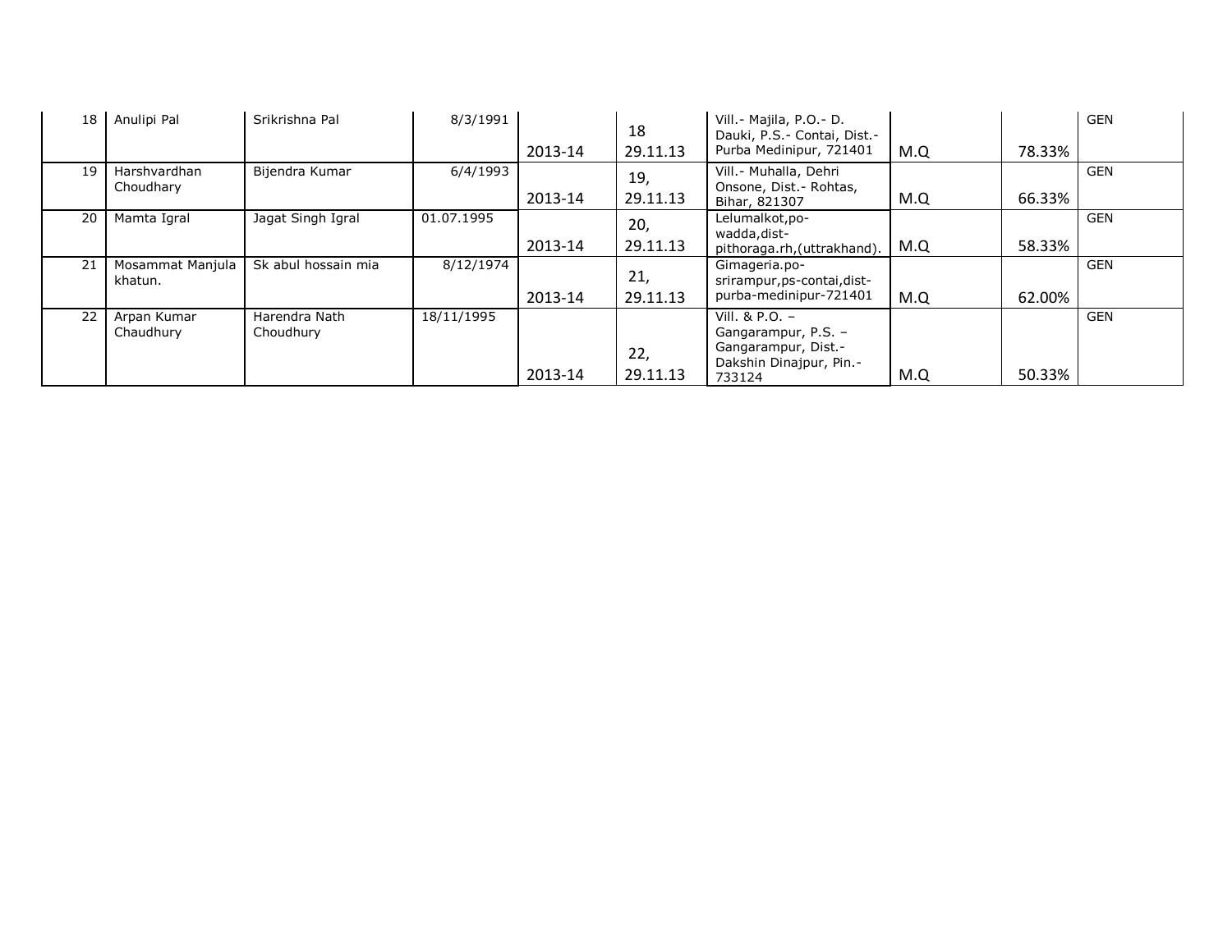| 18 | Anulipi Pal | Srikrishna Pal | 8/3/1991 | 2013-14 | 18 29.11.13 | Vill.- Majila, P.O.- D. Dauki, P.S.- Contai, Dist.- Purba Medinipur, 721401 | M.Q | 78.33% | GEN |
|---|---|---|---|---|---|---|---|---|---|
| 19 | Harshvardhan Choudhary | Bijendra Kumar | 6/4/1993 | 2013-14 | 19, 29.11.13 | Vill.- Muhalla, Dehri Onsone, Dist.- Rohtas, Bihar, 821307 | M.Q | 66.33% | GEN |
| 20 | Mamta Igral | Jagat Singh Igral | 01.07.1995 | 2013-14 | 20, 29.11.13 | Lelumalkot,po-wadda,dist-pithoraga.rh,(uttrakhand). | M.Q | 58.33% | GEN |
| 21 | Mosammat Manjula khatun. | Sk abul hossain mia | 8/12/1974 | 2013-14 | 21, 29.11.13 | Gimageria.po-srirampur,ps-contai,dist-purba-medinipur-721401 | M.Q | 62.00% | GEN |
| 22 | Arpan Kumar Chaudhury | Harendra Nath Choudhury | 18/11/1995 | 2013-14 | 22, 29.11.13 | Vill. & P.O. – Gangarampur, P.S. – Gangarampur, Dist.- Dakshin Dinajpur, Pin.- 733124 | M.Q | 50.33% | GEN |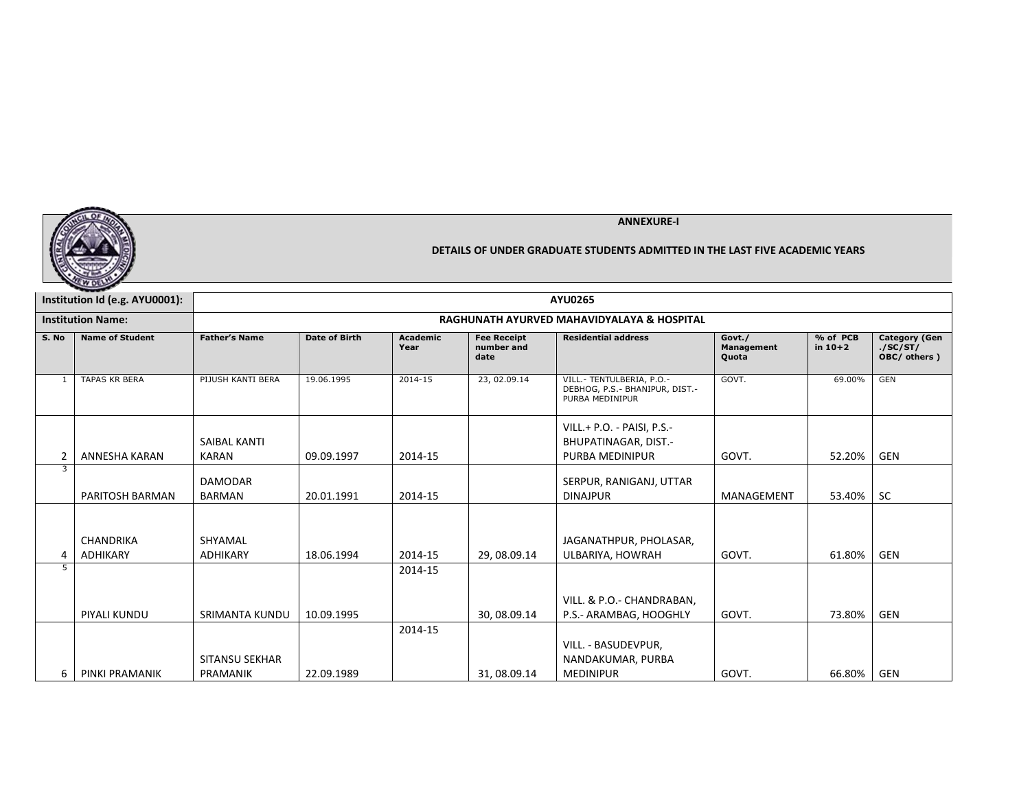**ANNEXURE-I**

**DETAILS OF UNDER GRADUATE STUDENTS ADMITTED IN THE LAST FIVE ACADEMIC YEARS**

| Institution Id (e.g. AYU0001): | AYU0265 | | | | | | | | |
|---|---|---|---|---|---|---|---|---|---|
| **Institution Name:** | **RAGHUNATH AYURVED MAHAVIDYALAYA & HOSPITAL** | | | | | | | | |
| **S. No** | **Name of Student** | **Father's Name** | **Date of Birth** | **Academic Year** | **Fee Receipt number and date** | **Residential address** | **Govt./ Management Quota** | **% of PCB in 10+2** | **Category (Gen ./SC/ST/ OBC/ others )** |
| 1 | TAPAS KR BERA | PIJUSH KANTI BERA | 19.06.1995 | 2014-15 | 23, 02.09.14 | VILL.- TENTULBERIA, P.O.- DEBHOG, P.S.- BHANIPUR, DIST.- PURBA MEDINIPUR | GOVT. | 69.00% | GEN |
| 2 | ANNESHA KARAN | SAIBAL KANTI KARAN | 09.09.1997 | 2014-15 | | VILL.+ P.O. - PAISI, P.S.- BHUPATINAGAR, DIST.- PURBA MEDINIPUR | GOVT. | 52.20% | GEN |
| 3 | PARITOSH BARMAN | DAMODAR BARMAN | 20.01.1991 | 2014-15 | | SERPUR, RANIGANJ, UTTAR DINAJPUR | MANAGEMENT | 53.40% | SC |
| 4 | CHANDRIKA ADHIKARY | SHYAMAL ADHIKARY | 18.06.1994 | 2014-15 | 29, 08.09.14 | JAGANATHPUR, PHOLASAR, ULBARIYA, HOWRAH | GOVT. | 61.80% | GEN |
| 5 | PIYALI KUNDU | SRIMANTA KUNDU | 10.09.1995 | 2014-15 | 30, 08.09.14 | VILL. & P.O.- CHANDRABAN, P.S.- ARAMBAG, HOOGHLY | GOVT. | 73.80% | GEN |
| 6 | PINKI PRAMANIK | SITANSU SEKHAR PRAMANIK | 22.09.1989 | 2014-15 | 31, 08.09.14 | VILL. - BASUDEVPUR, NANDAKUMAR, PURBA MEDINIPUR | GOVT. | 66.80% | GEN |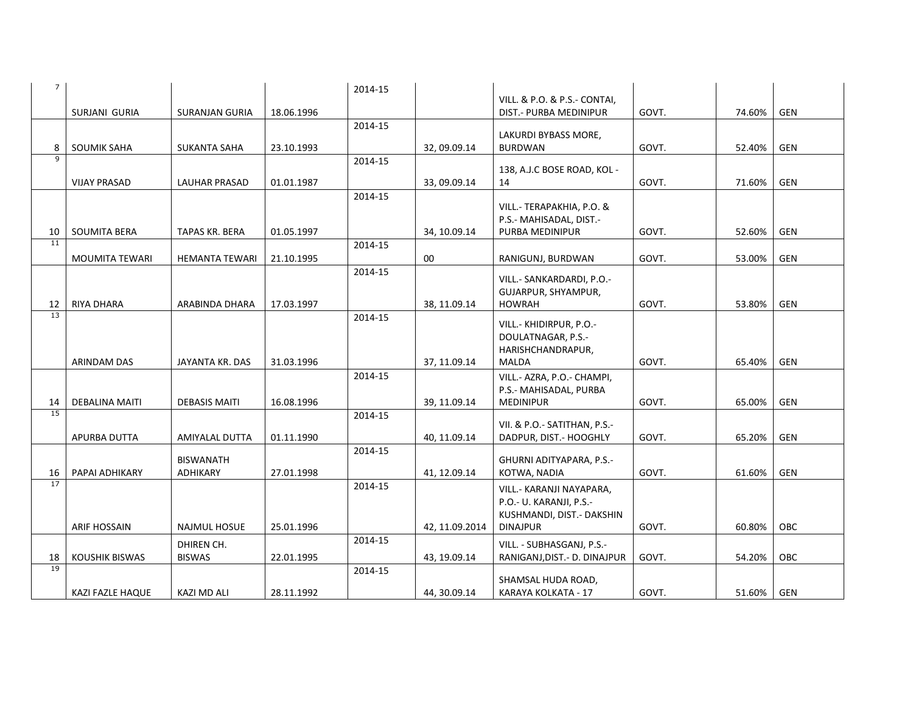| | | | | | | | | | |
|---|---|---|---|---|---|---|---|---|---|
| 7 | SURJANI GURIA | SURANJAN GURIA | 18.06.1996 | 2014-15 | | VILL. & P.O. & P.S.- CONTAI, DIST.- PURBA MEDINIPUR | GOVT. | 74.60% | GEN |
| 8 | SOUMIK SAHA | SUKANTA SAHA | 23.10.1993 | 2014-15 | 32, 09.09.14 | LAKURDI BYBASS MORE, BURDWAN | GOVT. | 52.40% | GEN |
| 9 | VIJAY PRASAD | LAUHAR PRASAD | 01.01.1987 | 2014-15 | 33, 09.09.14 | 138, A.J.C BOSE ROAD, KOL - 14 | GOVT. | 71.60% | GEN |
| 10 | SOUMITA BERA | TAPAS KR. BERA | 01.05.1997 | 2014-15 | 34, 10.09.14 | VILL.- TERAPAKHIA, P.O. & P.S.- MAHISADAL, DIST.- PURBA MEDINIPUR | GOVT. | 52.60% | GEN |
| 11 | MOUMITA TEWARI | HEMANTA TEWARI | 21.10.1995 | 2014-15 | 00 | RANIGUNJ, BURDWAN | GOVT. | 53.00% | GEN |
| 12 | RIYA DHARA | ARABINDA DHARA | 17.03.1997 | 2014-15 | 38, 11.09.14 | VILL.- SANKARDARDI, P.O.- GUJARPUR, SHYAMPUR, HOWRAH | GOVT. | 53.80% | GEN |
| 13 | ARINDAM DAS | JAYANTA KR. DAS | 31.03.1996 | 2014-15 | 37, 11.09.14 | VILL.- KHIDIRPUR, P.O.- DOULATNAGAR, P.S.- HARISHCHANDRAPUR, MALDA | GOVT. | 65.40% | GEN |
| 14 | DEBALINA MAITI | DEBASIS MAITI | 16.08.1996 | 2014-15 | 39, 11.09.14 | VILL.- AZRA, P.O.- CHAMPI, P.S.- MAHISADAL, PURBA MEDINIPUR | GOVT. | 65.00% | GEN |
| 15 | APURBA DUTTA | AMIYALAL DUTTA | 01.11.1990 | 2014-15 | 40, 11.09.14 | VII. & P.O.- SATITHAN, P.S.- DADPUR, DIST.- HOOGHLY | GOVT. | 65.20% | GEN |
| 16 | PAPAI ADHIKARY | BISWANATH ADHIKARY | 27.01.1998 | 2014-15 | 41, 12.09.14 | GHURNI ADITYAPARA, P.S.- KOTWA, NADIA | GOVT. | 61.60% | GEN |
| 17 | ARIF HOSSAIN | NAJMUL HOSUE | 25.01.1996 | 2014-15 | 42, 11.09.2014 | VILL.- KARANJI NAYAPARA, P.O.- U. KARANJI, P.S.- KUSHMANDI, DIST.- DAKSHIN DINAJPUR | GOVT. | 60.80% | OBC |
| 18 | KOUSHIK BISWAS | DHIREN CH. BISWAS | 22.01.1995 | 2014-15 | 43, 19.09.14 | VILL. - SUBHASGANJ, P.S.- RANIGANJ,DIST.- D. DINAJPUR | GOVT. | 54.20% | OBC |
| 19 | KAZI FAZLE HAQUE | KAZI MD ALI | 28.11.1992 | 2014-15 | 44, 30.09.14 | SHAMSAL HUDA ROAD, KARAYA KOLKATA - 17 | GOVT. | 51.60% | GEN |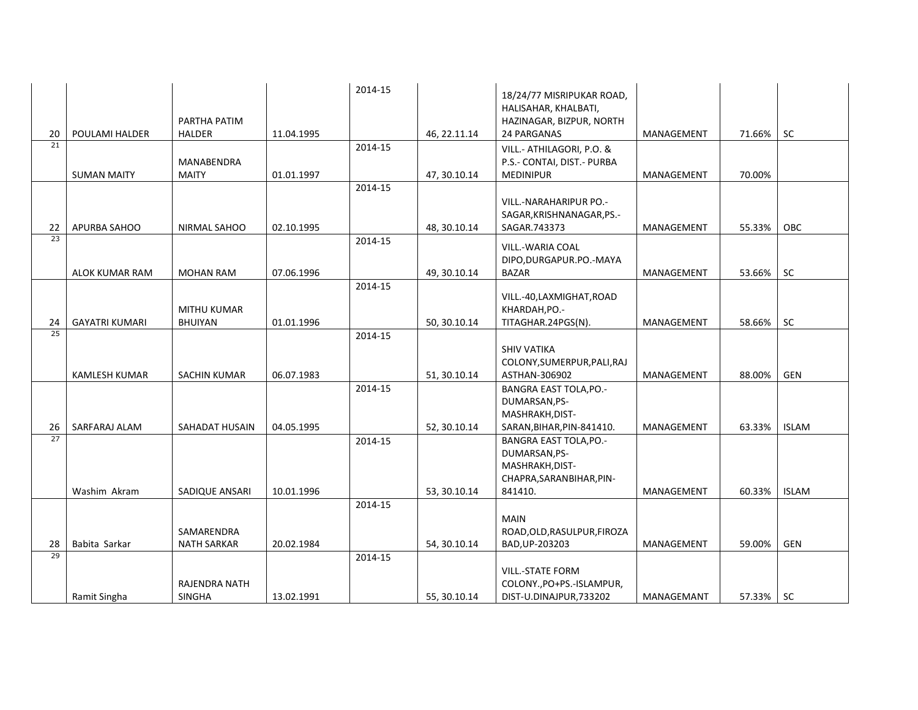| | | | | | | | | | |
|---|---|---|---|---|---|---|---|---|---|
| 20 | POULAMI HALDER | PARTHA PATIM HALDER | 11.04.1995 | 2014-15 | 46, 22.11.14 | 18/24/77 MISRIPUKAR ROAD, HALISAHAR, KHALBATI, HAZINAGAR, BIZPUR, NORTH 24 PARGANAS | MANAGEMENT | 71.66% | SC |
| 21 | SUMAN MAITY | MANABENDRA MAITY | 01.01.1997 | 2014-15 | 47, 30.10.14 | VILL.- ATHILAGORI, P.O. & P.S.- CONTAI, DIST.- PURBA MEDINIPUR | MANAGEMENT | 70.00% | |
| 22 | APURBA SAHOO | NIRMAL SAHOO | 02.10.1995 | 2014-15 | 48, 30.10.14 | VILL.-NARAHARIPUR PO.-SAGAR,KRISHNANAGAR,PS.-SAGAR.743373 | MANAGEMENT | 55.33% | OBC |
| 23 | ALOK KUMAR RAM | MOHAN RAM | 07.06.1996 | 2014-15 | 49, 30.10.14 | VILL.-WARIA COAL DIPO,DURGAPUR.PO.-MAYA BAZAR | MANAGEMENT | 53.66% | SC |
| 24 | GAYATRI KUMARI | MITHU KUMAR BHUIYAN | 01.01.1996 | 2014-15 | 50, 30.10.14 | VILL.-40,LAXMIGHAT,ROAD KHARDAH,PO.-TITAGHAR.24PGS(N). | MANAGEMENT | 58.66% | SC |
| 25 | KAMLESH KUMAR | SACHIN KUMAR | 06.07.1983 | 2014-15 | 51, 30.10.14 | SHIV VATIKA COLONY,SUMERPUR,PALI,RAJASTHAN-306902 | MANAGEMENT | 88.00% | GEN |
| 26 | SARFARAJ ALAM | SAHADAT HUSAIN | 04.05.1995 | 2014-15 | 52, 30.10.14 | BANGRA EAST TOLA,PO.-DUMARSAN,PS-MASHRAKH,DIST-SARAN,BIHAR,PIN-841410. | MANAGEMENT | 63.33% | ISLAM |
| 27 | Washim Akram | SADIQUE ANSARI | 10.01.1996 | 2014-15 | 53, 30.10.14 | BANGRA EAST TOLA,PO.-DUMARSAN,PS-MASHRAKH,DIST-CHAPRA,SARANBIHAR,PIN-841410. | MANAGEMENT | 60.33% | ISLAM |
| 28 | Babita Sarkar | SAMARENDRA NATH SARKAR | 20.02.1984 | 2014-15 | 54, 30.10.14 | MAIN ROAD,OLD,RASULPUR,FIROZABAD,UP-203203 | MANAGEMENT | 59.00% | GEN |
| 29 | Ramit Singha | RAJENDRA NATH SINGHA | 13.02.1991 | 2014-15 | 55, 30.10.14 | VILL.-STATE FORM COLONY.,PO+PS.-ISLAMPUR, DIST-U.DINAJPUR,733202 | MANAGEMANT | 57.33% | SC |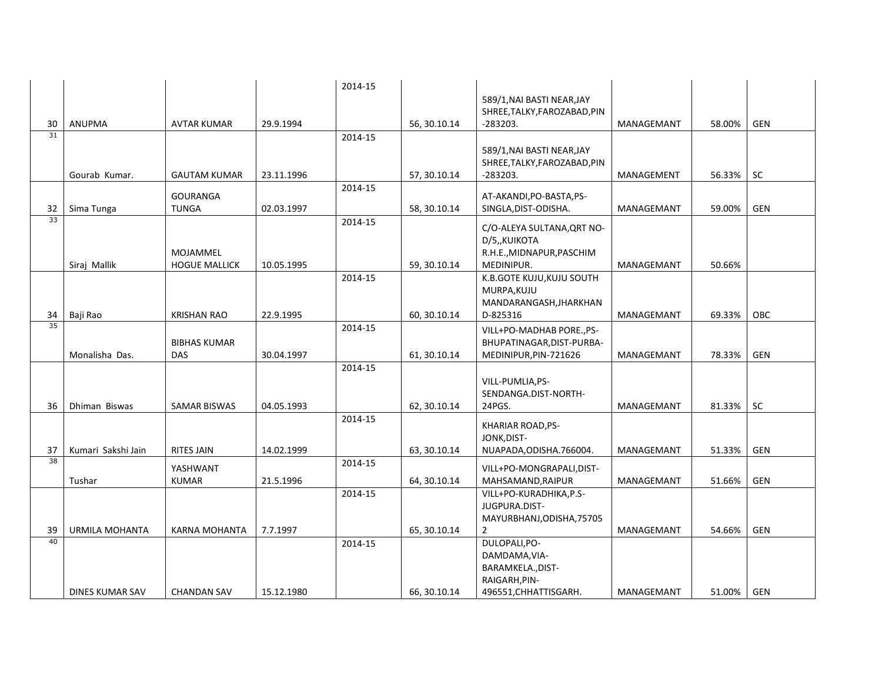| | | | | | | | | | |
|---|---|---|---|---|---|---|---|---|---|
| 30 | ANUPMA | AVTAR KUMAR | 29.9.1994 | 2014-15 | 56, 30.10.14 | 589/1,NAI BASTI NEAR,JAY SHREE,TALKY,FAROZABAD,PIN -283203. | MANAGEMANT | 58.00% | GEN |
| 31 | Gourab Kumar. | GAUTAM KUMAR | 23.11.1996 | 2014-15 | 57, 30.10.14 | 589/1,NAI BASTI NEAR,JAY SHREE,TALKY,FAROZABAD,PIN -283203. | MANAGEMENT | 56.33% | SC |
| 32 | Sima Tunga | GOURANGA TUNGA | 02.03.1997 | 2014-15 | 58, 30.10.14 | AT-AKANDI,PO-BASTA,PS-SINGLA,DIST-ODISHA. | MANAGEMANT | 59.00% | GEN |
| 33 | Siraj Mallik | MOJAMMEL HOGUE MALLICK | 10.05.1995 | 2014-15 | 59, 30.10.14 | C/O-ALEYA SULTANA,QRT NO-D/5,,KUIKOTA R.H.E.,MIDNAPUR,PASCHIM MEDINIPUR. | MANAGEMANT | 50.66% | |
| 34 | Baji Rao | KRISHAN RAO | 22.9.1995 | 2014-15 | 60, 30.10.14 | K.B.GOTE KUJU,KUJU SOUTH MURPA,KUJU MANDARANGASH,JHARKHAND-825316 | MANAGEMANT | 69.33% | OBC |
| 35 | Monalisha Das. | BIBHAS KUMAR DAS | 30.04.1997 | 2014-15 | 61, 30.10.14 | VILL+PO-MADHAB PORE.,PS-BHUPATINAGAR,DIST-PURBA-MEDINIPUR,PIN-721626 | MANAGEMANT | 78.33% | GEN |
| 36 | Dhiman Biswas | SAMAR BISWAS | 04.05.1993 | 2014-15 | 62, 30.10.14 | VILL-PUMLIA,PS-SENDANGA.DIST-NORTH-24PGS. | MANAGEMANT | 81.33% | SC |
| 37 | Kumari Sakshi Jain | RITES JAIN | 14.02.1999 | 2014-15 | 63, 30.10.14 | KHARIAR ROAD,PS-JONK,DIST-NUAPADA,ODISHA.766004. | MANAGEMANT | 51.33% | GEN |
| 38 | Tushar | YASHWANT KUMAR | 21.5.1996 | 2014-15 | 64, 30.10.14 | VILL+PO-MONGRAPALI,DIST-MAHSAMAND,RAIPUR | MANAGEMANT | 51.66% | GEN |
| 39 | URMILA MOHANTA | KARNA MOHANTA | 7.7.1997 | 2014-15 | 65, 30.10.14 | VILL+PO-KURADHIKA,P.S-JUGPURA.DIST-MAYURBHANJ,ODISHA,757052 | MANAGEMANT | 54.66% | GEN |
| 40 | DINES KUMAR SAV | CHANDAN SAV | 15.12.1980 | 2014-15 | 66, 30.10.14 | DULOPALI,PO-DAMDAMA,VIA-BARAMKELA.,DIST-RAIGARH,PIN-496551,CHHATTISGARH. | MANAGEMANT | 51.00% | GEN |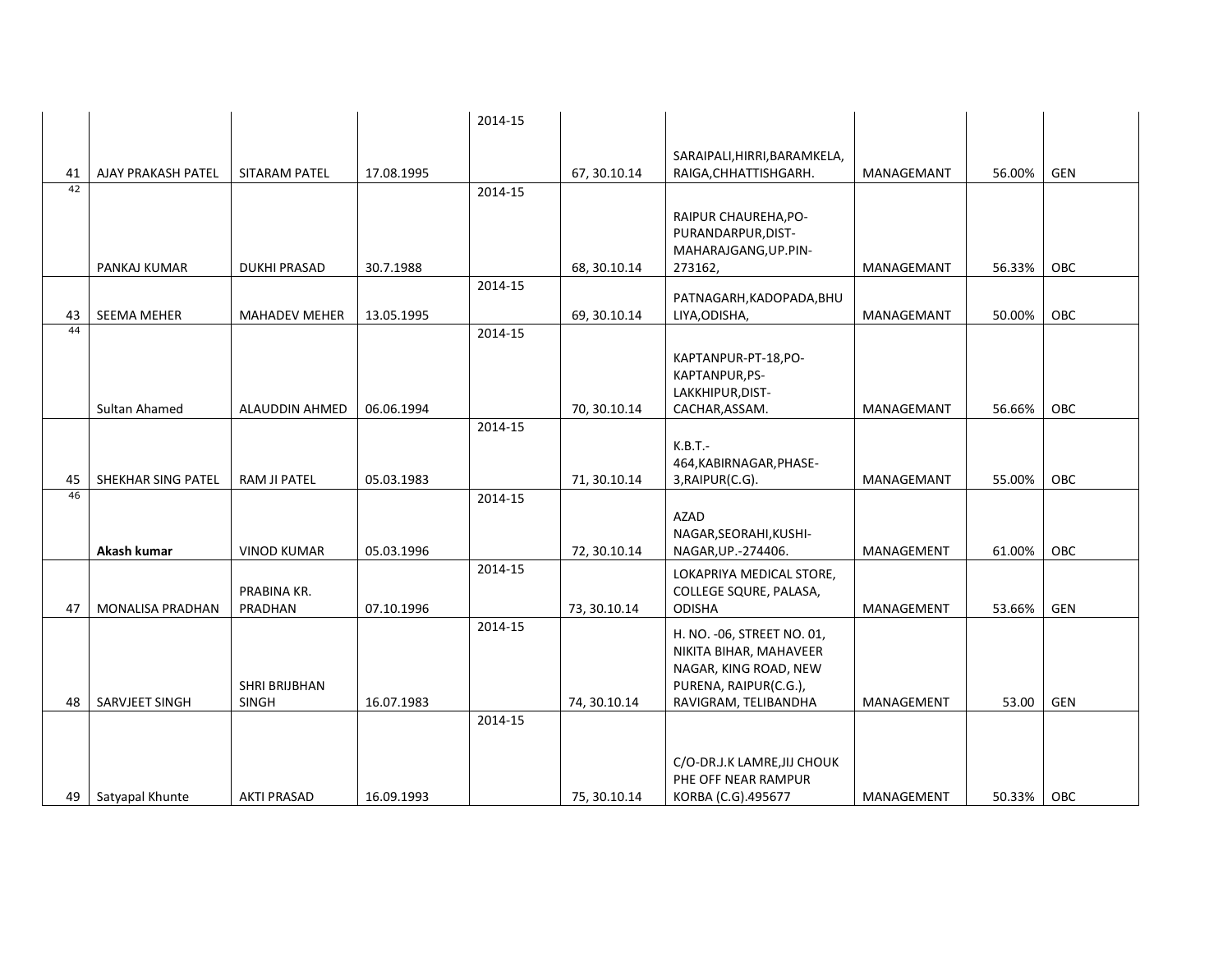| | | | | | | | | | |
|---|---|---|---|---|---|---|---|---|---|
| 41 | AJAY PRAKASH PATEL | SITARAM PATEL | 17.08.1995 | 2014-15 | 67, 30.10.14 | SARAIPALI,HIRRI,BARAMKELA, RAIGA,CHHATTISHGARH. | MANAGEMANT | 56.00% | GEN |
| 42 | PANKAJ KUMAR | DUKHI PRASAD | 30.7.1988 | 2014-15 | 68, 30.10.14 | RAIPUR CHAUREHA,PO-PURANDARPUR,DIST-MAHARAJGANG,UP.PIN-273162, | MANAGEMANT | 56.33% | OBC |
| 43 | SEEMA MEHER | MAHADEV MEHER | 13.05.1995 | 2014-15 | 69, 30.10.14 | PATNAGARH,KADOPADA,BHULIYA,ODISHA, | MANAGEMANT | 50.00% | OBC |
| 44 | Sultan Ahamed | ALAUDDIN AHMED | 06.06.1994 | 2014-15 | 70, 30.10.14 | KAPTANPUR-PT-18,PO-KAPTANPUR,PS-LAKKHIPUR,DIST-CACHAR,ASSAM. | MANAGEMANT | 56.66% | OBC |
| 45 | SHEKHAR SING PATEL | RAM JI PATEL | 05.03.1983 | 2014-15 | 71, 30.10.14 | K.B.T.-464,KABIRNAGAR,PHASE-3,RAIPUR(C.G). | MANAGEMANT | 55.00% | OBC |
| 46 | **Akash kumar** | VINOD KUMAR | 05.03.1996 | 2014-15 | 72, 30.10.14 | AZAD NAGAR,SEORAHI,KUSHI-NAGAR,UP.-274406. | MANAGEMENT | 61.00% | OBC |
| 47 | MONALISA PRADHAN | PRABINA KR. PRADHAN | 07.10.1996 | 2014-15 | 73, 30.10.14 | LOKAPRIYA MEDICAL STORE, COLLEGE SQURE, PALASA, ODISHA | MANAGEMENT | 53.66% | GEN |
| 48 | SARVJEET SINGH | SHRI BRIJBHAN SINGH | 16.07.1983 | 2014-15 | 74, 30.10.14 | H. NO. -06, STREET NO. 01, NIKITA BIHAR, MAHAVEER NAGAR, KING ROAD, NEW PURENA, RAIPUR(C.G.), RAVIGRAM, TELIBANDHA | MANAGEMENT | 53.00 | GEN |
| 49 | Satyapal Khunte | AKTI PRASAD | 16.09.1993 | 2014-15 | 75, 30.10.14 | C/O-DR.J.K LAMRE,JIJ CHOUK PHE OFF NEAR RAMPUR KORBA (C.G).495677 | MANAGEMENT | 50.33% | OBC |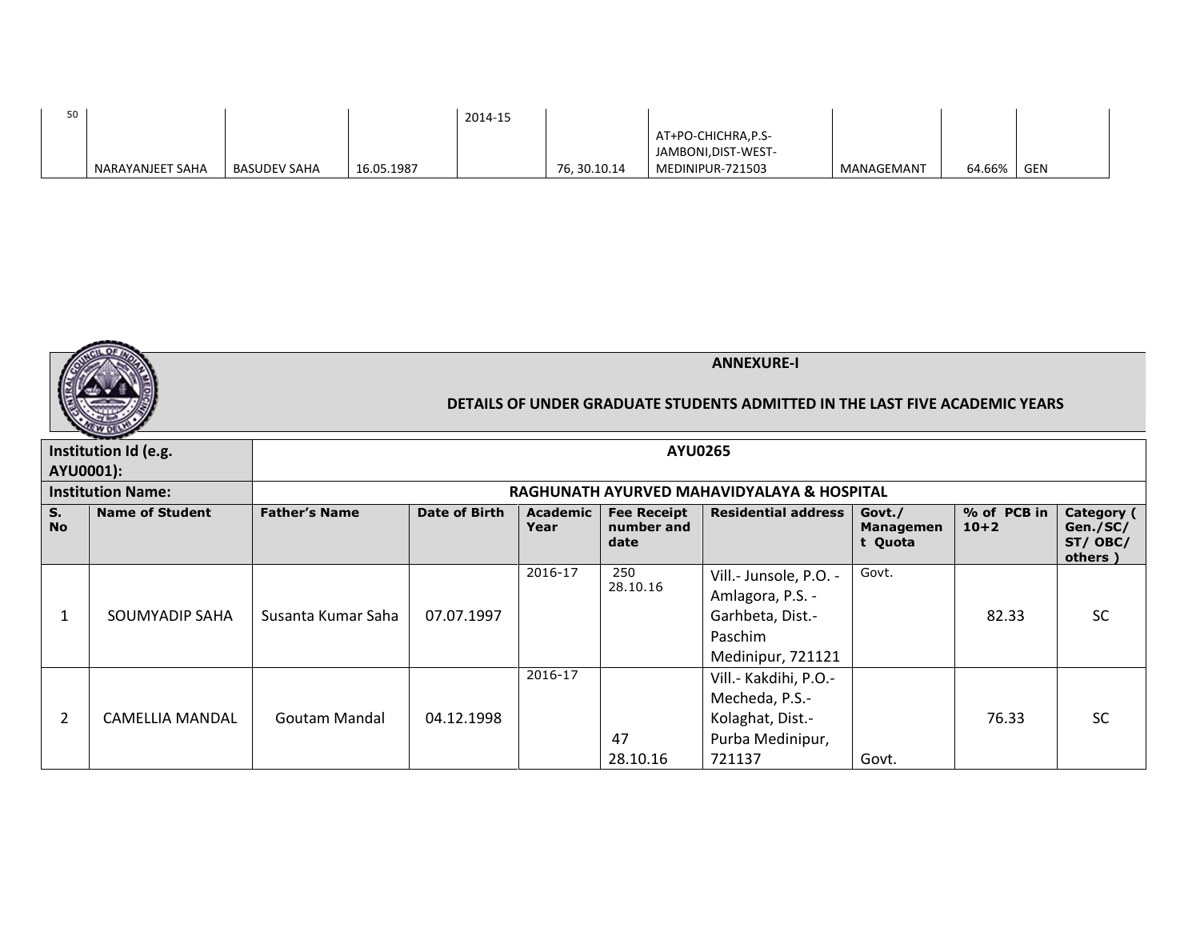| 50 | NARAYANJEET SAHA | BASUDEV SAHA | 16.05.1987 | 2014-15 | 76, 30.10.14 | AT+PO-CHICHRA,P.S-JAMBONI,DIST-WEST-MEDINIPUR-721503 | MANAGEMANT | 64.66% | GEN |
|---|---|---|---|---|---|---|---|---|---|

**ANNEXURE-I**

**DETAILS OF UNDER GRADUATE STUDENTS ADMITTED IN THE LAST FIVE ACADEMIC YEARS**

| **Institution Id (e.g. AYU0001):** | **AYU0265** | | | | | | | | |
|---|---|---|---|---|---|---|---|---|---|
| **Institution Name:** | **RAGHUNATH AYURVED MAHAVIDYALAYA & HOSPITAL** | | | | | | | | |
| **S. No** | **Name of Student** | **Father's Name** | **Date of Birth** | **Academic Year** | **Fee Receipt number and date** | **Residential address** | **Govt./ Management Quota** | **% of PCB in 10+2** | **Category ( Gen./SC/ ST/ OBC/ others )** |
| 1 | SOUMYADIP SAHA | Susanta Kumar Saha | 07.07.1997 | 2016-17 | 250 28.10.16 | Vill.- Junsole, P.O. - Amlagora, P.S. - Garhbeta, Dist.- Paschim Medinipur, 721121 | Govt. | 82.33 | SC |
| 2 | CAMELLIA MANDAL | Goutam Mandal | 04.12.1998 | 2016-17 | 47 28.10.16 | Vill.- Kakdihi, P.O.- Mecheda, P.S.- Kolaghat, Dist.- Purba Medinipur, 721137 | Govt. | 76.33 | SC |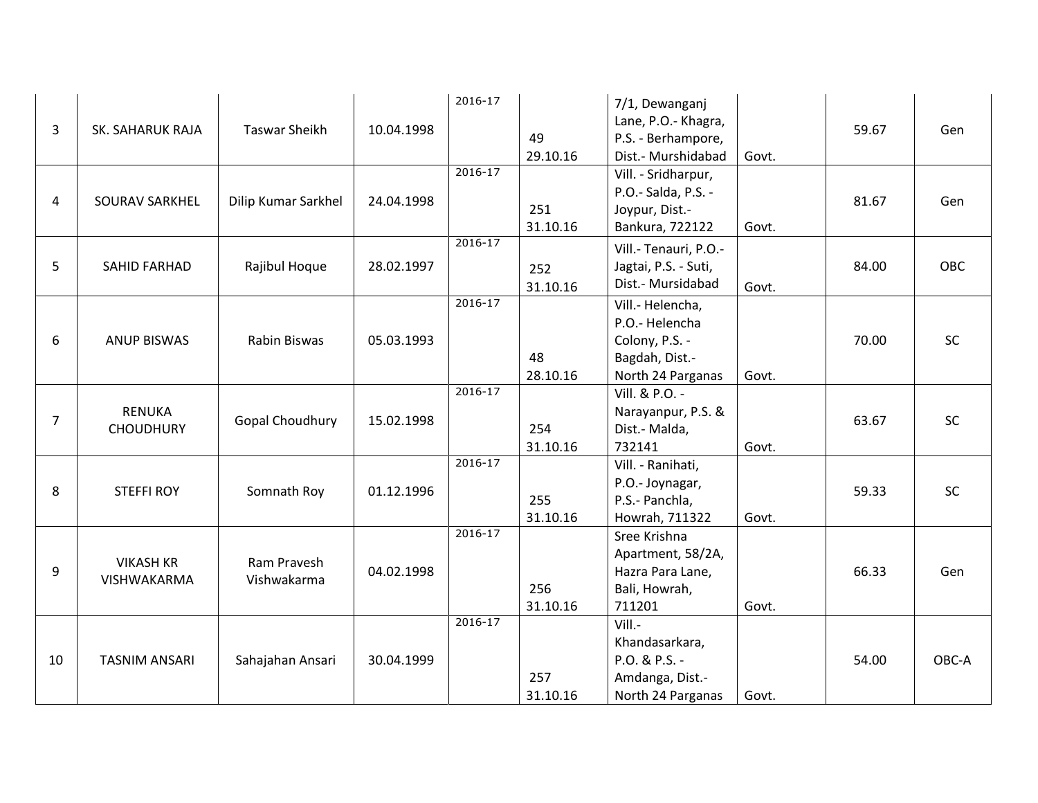| | | | | | | | | | |
|---|---|---|---|---|---|---|---|---|---|
| 3 | SK. SAHARUK RAJA | Taswar Sheikh | 10.04.1998 | 2016-17 | 49 29.10.16 | 7/1, Dewanganj Lane, P.O.- Khagra, P.S. - Berhampore, Dist.- Murshidabad | Govt. | 59.67 | Gen |
| 4 | SOURAV SARKHEL | Dilip Kumar Sarkhel | 24.04.1998 | 2016-17 | 251 31.10.16 | Vill. - Sridharpur, P.O.- Salda, P.S. - Joypur, Dist.- Bankura, 722122 | Govt. | 81.67 | Gen |
| 5 | SAHID FARHAD | Rajibul Hoque | 28.02.1997 | 2016-17 | 252 31.10.16 | Vill.- Tenauri, P.O.- Jagtai, P.S. - Suti, Dist.- Mursidabad | Govt. | 84.00 | OBC |
| 6 | ANUP BISWAS | Rabin Biswas | 05.03.1993 | 2016-17 | 48 28.10.16 | Vill.- Helencha, P.O.- Helencha Colony, P.S. - Bagdah, Dist.- North 24 Parganas | Govt. | 70.00 | SC |
| 7 | RENUKA CHOUDHURY | Gopal Choudhury | 15.02.1998 | 2016-17 | 254 31.10.16 | Vill. & P.O. - Narayanpur, P.S. & Dist.- Malda, 732141 | Govt. | 63.67 | SC |
| 8 | STEFFI ROY | Somnath Roy | 01.12.1996 | 2016-17 | 255 31.10.16 | Vill. - Ranihati, P.O.- Joynagar, P.S.- Panchla, Howrah, 711322 | Govt. | 59.33 | SC |
| 9 | VIKASH KR VISHWAKARMA | Ram Pravesh Vishwakarma | 04.02.1998 | 2016-17 | 256 31.10.16 | Sree Krishna Apartment, 58/2A, Hazra Para Lane, Bali, Howrah, 711201 | Govt. | 66.33 | Gen |
| 10 | TASNIM ANSARI | Sahajahan Ansari | 30.04.1999 | 2016-17 | 257 31.10.16 | Vill.- Khandasarkara, P.O. & P.S. - Amdanga, Dist.- North 24 Parganas | Govt. | 54.00 | OBC-A |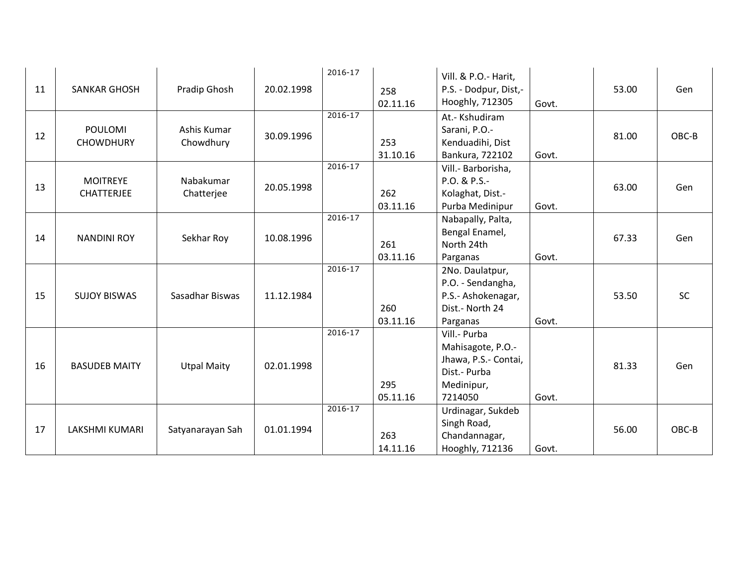| | | | | | | | | | |
|---|---|---|---|---|---|---|---|---|---|
| 11 | SANKAR GHOSH | Pradip Ghosh | 20.02.1998 | 2016-17 | 258 02.11.16 | Vill. & P.O.- Harit, P.S. - Dodpur, Dist,- Hooghly, 712305 | Govt. | 53.00 | Gen |
| 12 | POULOMI CHOWDHURY | Ashis Kumar Chowdhury | 30.09.1996 | 2016-17 | 253 31.10.16 | At.- Kshudiram Sarani, P.O.- Kenduadihi, Dist Bankura, 722102 | Govt. | 81.00 | OBC-B |
| 13 | MOITREYE CHATTERJEE | Nabakumar Chatterjee | 20.05.1998 | 2016-17 | 262 03.11.16 | Vill.- Barborisha, P.O. & P.S.- Kolaghat, Dist.- Purba Medinipur | Govt. | 63.00 | Gen |
| 14 | NANDINI ROY | Sekhar Roy | 10.08.1996 | 2016-17 | 261 03.11.16 | Nabapally, Palta, Bengal Enamel, North 24th Parganas | Govt. | 67.33 | Gen |
| 15 | SUJOY BISWAS | Sasadhar Biswas | 11.12.1984 | 2016-17 | 260 03.11.16 | 2No. Daulatpur, P.O. - Sendangha, P.S.- Ashokenagar, Dist.- North 24 Parganas | Govt. | 53.50 | SC |
| 16 | BASUDEB MAITY | Utpal Maity | 02.01.1998 | 2016-17 | 295 05.11.16 | Vill.- Purba Mahisagote, P.O.- Jhawa, P.S.- Contai, Dist.- Purba Medinipur, 7214050 | Govt. | 81.33 | Gen |
| 17 | LAKSHMI KUMARI | Satyanarayan Sah | 01.01.1994 | 2016-17 | 263 14.11.16 | Urdinagar, Sukdeb Singh Road, Chandannagar, Hooghly, 712136 | Govt. | 56.00 | OBC-B |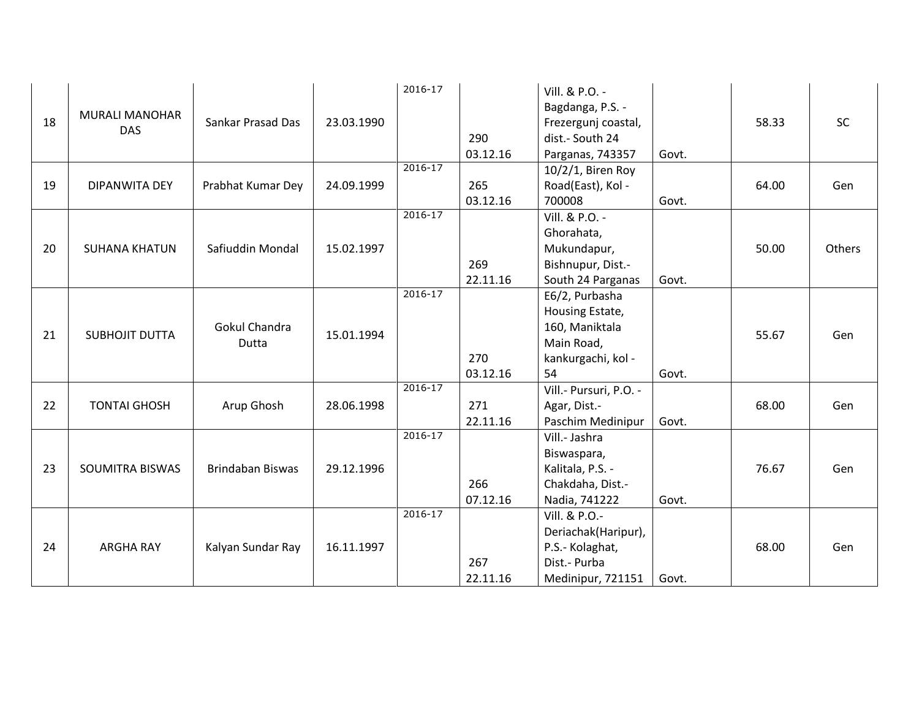| | | | | | | | | | |
|---|---|---|---|---|---|---|---|---|---|
| 18 | MURALI MANOHAR DAS | Sankar Prasad Das | 23.03.1990 | 2016-17 | 290 03.12.16 | Vill. & P.O. - Bagdanga, P.S. - Frezergunj coastal, dist.- South 24 Parganas, 743357 | Govt. | 58.33 | SC |
| 19 | DIPANWITA DEY | Prabhat Kumar Dey | 24.09.1999 | 2016-17 | 265 03.12.16 | 10/2/1, Biren Roy Road(East), Kol - 700008 | Govt. | 64.00 | Gen |
| 20 | SUHANA KHATUN | Safiuddin Mondal | 15.02.1997 | 2016-17 | 269 22.11.16 | Vill. & P.O. - Ghorahata, Mukundapur, Bishnupur, Dist.- South 24 Parganas | Govt. | 50.00 | Others |
| 21 | SUBHOJIT DUTTA | Gokul Chandra Dutta | 15.01.1994 | 2016-17 | 270 03.12.16 | E6/2, Purbasha Housing Estate, 160, Maniktala Main Road, kankurgachi, kol - 54 | Govt. | 55.67 | Gen |
| 22 | TONTAI GHOSH | Arup Ghosh | 28.06.1998 | 2016-17 | 271 22.11.16 | Vill.- Pursuri, P.O. - Agar, Dist.- Paschim Medinipur | Govt. | 68.00 | Gen |
| 23 | SOUMITRA BISWAS | Brindaban Biswas | 29.12.1996 | 2016-17 | 266 07.12.16 | Vill.- Jashra Biswaspara, Kalitala, P.S. - Chakdaha, Dist.- Nadia, 741222 | Govt. | 76.67 | Gen |
| 24 | ARGHA RAY | Kalyan Sundar Ray | 16.11.1997 | 2016-17 | 267 22.11.16 | Vill. & P.O.- Deriachak(Haripur), P.S.- Kolaghat, Dist.- Purba Medinipur, 721151 | Govt. | 68.00 | Gen |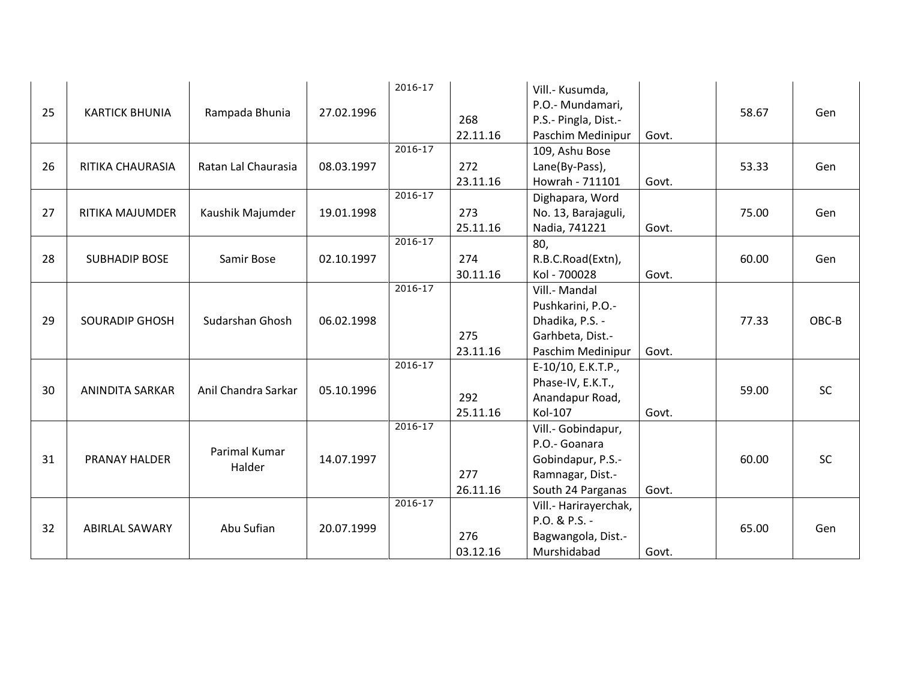| | | | | | | | | | |
|---|---|---|---|---|---|---|---|---|---|
| 25 | KARTICK BHUNIA | Rampada Bhunia | 27.02.1996 | 2016-17 | 268 22.11.16 | Vill.- Kusumda, P.O.- Mundamari, P.S.- Pingla, Dist.- Paschim Medinipur | Govt. | 58.67 | Gen |
| 26 | RITIKA CHAURASIA | Ratan Lal Chaurasia | 08.03.1997 | 2016-17 | 272 23.11.16 | 109, Ashu Bose Lane(By-Pass), Howrah - 711101 | Govt. | 53.33 | Gen |
| 27 | RITIKA MAJUMDER | Kaushik Majumder | 19.01.1998 | 2016-17 | 273 25.11.16 | Dighapara, Word No. 13, Barajaguli, Nadia, 741221 | Govt. | 75.00 | Gen |
| 28 | SUBHADIP BOSE | Samir Bose | 02.10.1997 | 2016-17 | 274 30.11.16 | 80, R.B.C.Road(Extn), Kol - 700028 | Govt. | 60.00 | Gen |
| 29 | SOURADIP GHOSH | Sudarshan Ghosh | 06.02.1998 | 2016-17 | 275 23.11.16 | Vill.- Mandal Pushkarini, P.O.- Dhadika, P.S. - Garhbeta, Dist.- Paschim Medinipur | Govt. | 77.33 | OBC-B |
| 30 | ANINDITA SARKAR | Anil Chandra Sarkar | 05.10.1996 | 2016-17 | 292 25.11.16 | E-10/10, E.K.T.P., Phase-IV, E.K.T., Anandapur Road, Kol-107 | Govt. | 59.00 | SC |
| 31 | PRANAY HALDER | Parimal Kumar Halder | 14.07.1997 | 2016-17 | 277 26.11.16 | Vill.- Gobindapur, P.O.- Goanara Gobindapur, P.S.- Ramnagar, Dist.- South 24 Parganas | Govt. | 60.00 | SC |
| 32 | ABIRLAL SAWARY | Abu Sufian | 20.07.1999 | 2016-17 | 276 03.12.16 | Vill.- Harirayerchak, P.O. & P.S. - Bagwangola, Dist.- Murshidabad | Govt. | 65.00 | Gen |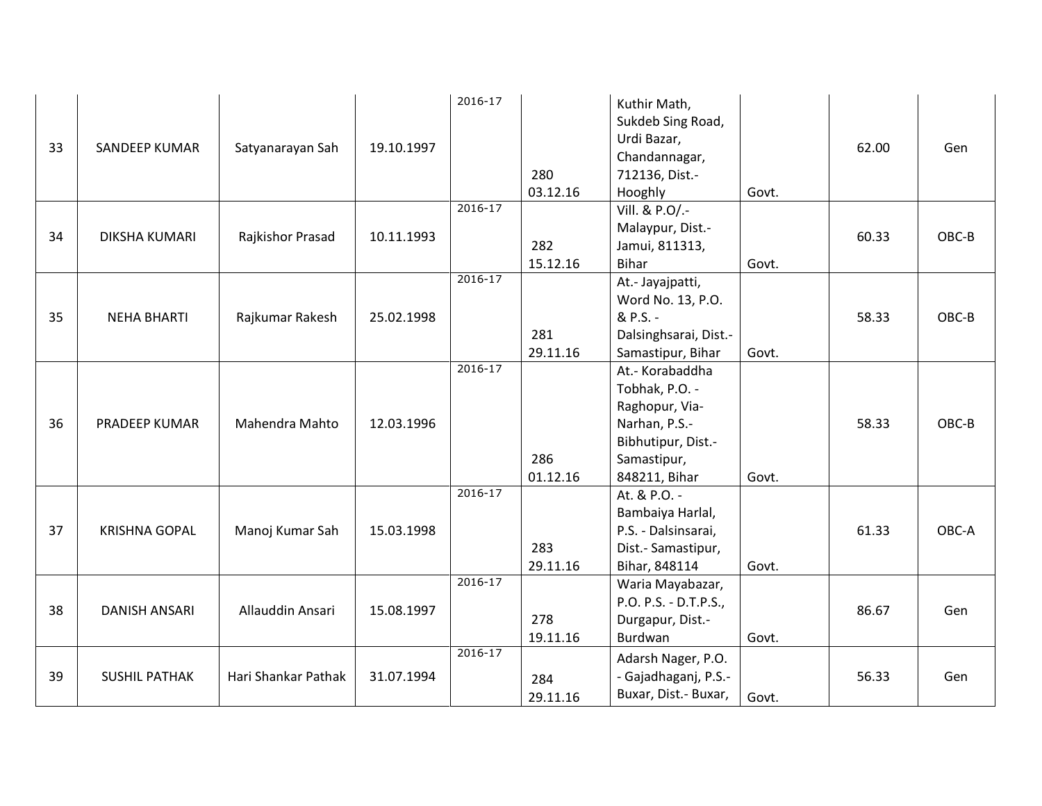| | | | | | | | | | |
|---|---|---|---|---|---|---|---|---|---|
| 33 | SANDEEP KUMAR | Satyanarayan Sah | 19.10.1997 | 2016-17 | 280 03.12.16 | Kuthir Math, Sukdeb Sing Road, Urdi Bazar, Chandannagar, 712136, Dist.- Hooghly | Govt. | 62.00 | Gen |
| 34 | DIKSHA KUMARI | Rajkishor Prasad | 10.11.1993 | 2016-17 | 282 15.12.16 | Vill. & P.O/.- Malaypur, Dist.- Jamui, 811313, Bihar | Govt. | 60.33 | OBC-B |
| 35 | NEHA BHARTI | Rajkumar Rakesh | 25.02.1998 | 2016-17 | 281 29.11.16 | At.- Jayajpatti, Word No. 13, P.O. & P.S. - Dalsinghsarai, Dist.- Samastipur, Bihar | Govt. | 58.33 | OBC-B |
| 36 | PRADEEP KUMAR | Mahendra Mahto | 12.03.1996 | 2016-17 | 286 01.12.16 | At.- Korabaddha Tobhak, P.O. - Raghopur, Via- Narhan, P.S.- Bibhutipur, Dist.- Samastipur, 848211, Bihar | Govt. | 58.33 | OBC-B |
| 37 | KRISHNA GOPAL | Manoj Kumar Sah | 15.03.1998 | 2016-17 | 283 29.11.16 | At. & P.O. - Bambaiya Harlal, P.S. - Dalsinsarai, Dist.- Samastipur, Bihar, 848114 | Govt. | 61.33 | OBC-A |
| 38 | DANISH ANSARI | Allauddin Ansari | 15.08.1997 | 2016-17 | 278 19.11.16 | Waria Mayabazar, P.O. P.S. - D.T.P.S., Durgapur, Dist.- Burdwan | Govt. | 86.67 | Gen |
| 39 | SUSHIL PATHAK | Hari Shankar Pathak | 31.07.1994 | 2016-17 | 284 29.11.16 | Adarsh Nager, P.O. - Gajadhaganj, P.S.- Buxar, Dist.- Buxar, | Govt. | 56.33 | Gen |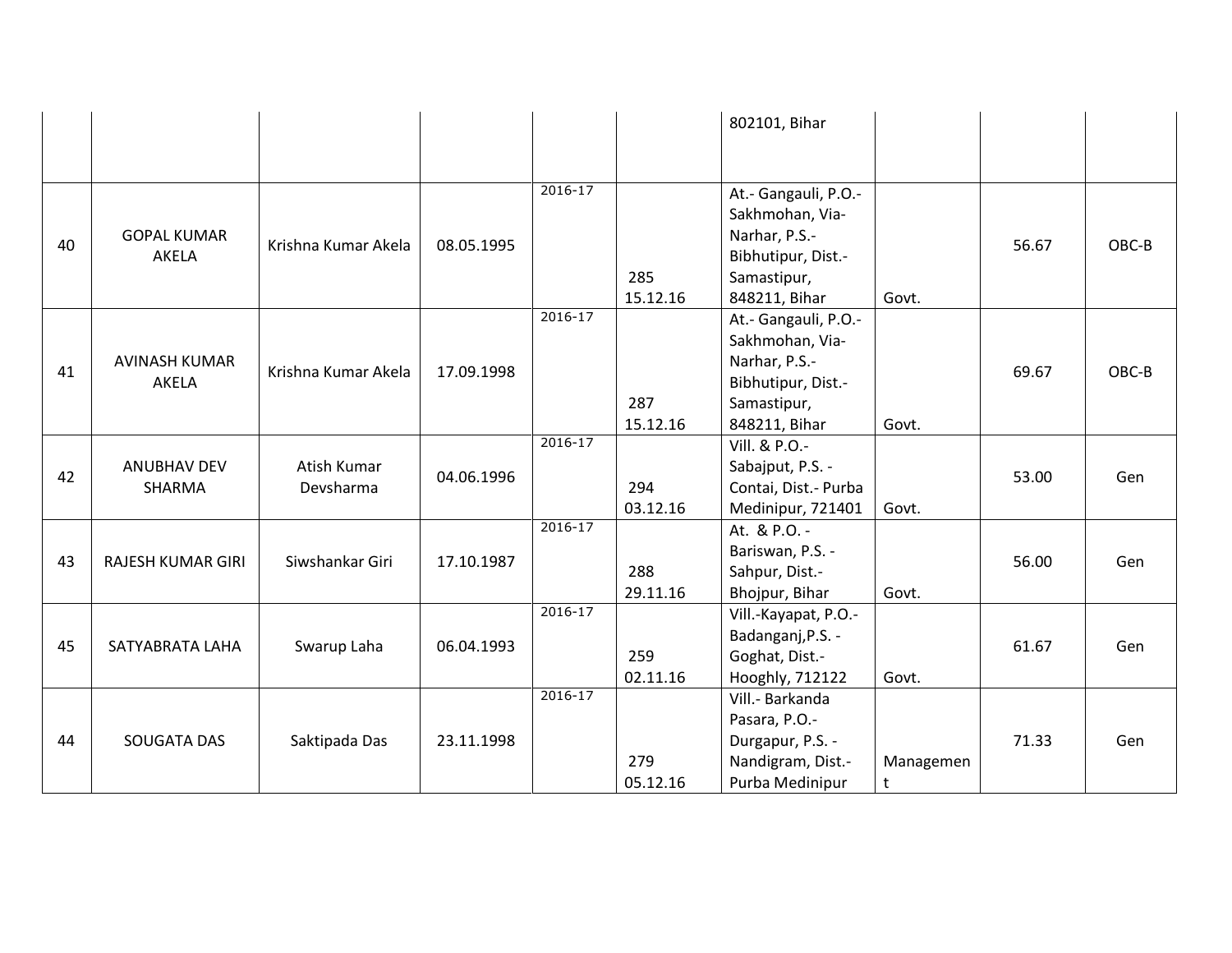|  |  |  |  |  |  | 802101, Bihar |  |  |  |
|---|---|---|---|---|---|---|---|---|---|
| 40 | GOPAL KUMAR AKELA | Krishna Kumar Akela | 08.05.1995 | 2016-17 | 285 15.12.16 | At.- Gangauli, P.O.- Sakhmohan, Via- Narhar, P.S.- Bibhutipur, Dist.- Samastipur, 848211, Bihar | Govt. | 56.67 | OBC-B |
| 41 | AVINASH KUMAR AKELA | Krishna Kumar Akela | 17.09.1998 | 2016-17 | 287 15.12.16 | At.- Gangauli, P.O.- Sakhmohan, Via- Narhar, P.S.- Bibhutipur, Dist.- Samastipur, 848211, Bihar | Govt. | 69.67 | OBC-B |
| 42 | ANUBHAV DEV SHARMA | Atish Kumar Devsharma | 04.06.1996 | 2016-17 | 294 03.12.16 | Vill. & P.O.- Sabajput, P.S. - Contai, Dist.- Purba Medinipur, 721401 | Govt. | 53.00 | Gen |
| 43 | RAJESH KUMAR GIRI | Siwshankar Giri | 17.10.1987 | 2016-17 | 288 29.11.16 | At. & P.O. - Bariswan, P.S. - Sahpur, Dist.- Bhojpur, Bihar | Govt. | 56.00 | Gen |
| 45 | SATYABRATA LAHA | Swarup Laha | 06.04.1993 | 2016-17 | 259 02.11.16 | Vill.-Kayapat, P.O.- Badanganj,P.S. - Goghat, Dist.- Hooghly, 712122 | Govt. | 61.67 | Gen |
| 44 | SOUGATA DAS | Saktipada Das | 23.11.1998 | 2016-17 | 279 05.12.16 | Vill.- Barkanda Pasara, P.O.- Durgapur, P.S. - Nandigram, Dist.- Purba Medinipur | Management | 71.33 | Gen |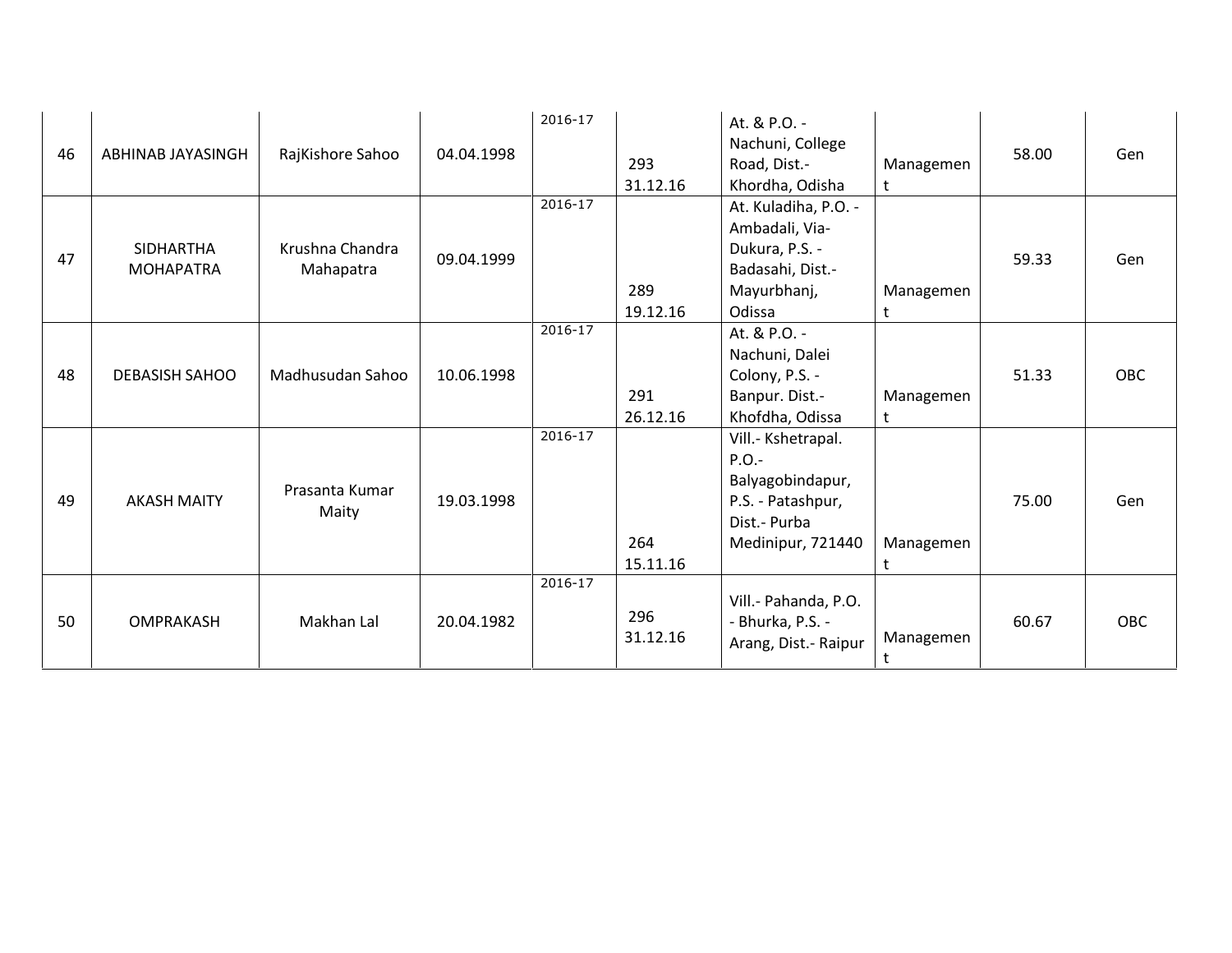| 46 | ABHINAB JAYASINGH | RajKishore Sahoo | 04.04.1998 | 2016-17 | 293 31.12.16 | At. & P.O. - Nachuni, College Road, Dist.- Khordha, Odisha | Management | 58.00 | Gen |
|---|---|---|---|---|---|---|---|---|---|
| 47 | SIDHARTHA MOHAPATRA | Krushna Chandra Mahapatra | 09.04.1999 | 2016-17 | 289 19.12.16 | At. Kuladiha, P.O. - Ambadali, Via-Dukura, P.S. - Badasahi, Dist.- Mayurbhanj, Odissa | Management | 59.33 | Gen |
| 48 | DEBASISH SAHOO | Madhusudan Sahoo | 10.06.1998 | 2016-17 | 291 26.12.16 | At. & P.O. - Nachuni, Dalei Colony, P.S. - Banpur. Dist.- Khofdha, Odissa | Management | 51.33 | OBC |
| 49 | AKASH MAITY | Prasanta Kumar Maity | 19.03.1998 | 2016-17 | 264 15.11.16 | Vill.- Kshetrapal. P.O.- Balyagobindapur, P.S. - Patashpur, Dist.- Purba Medinipur, 721440 | Management | 75.00 | Gen |
| 50 | OMPRAKASH | Makhan Lal | 20.04.1982 | 2016-17 | 296 31.12.16 | Vill.- Pahanda, P.O. - Bhurka, P.S. - Arang, Dist.- Raipur | Management | 60.67 | OBC |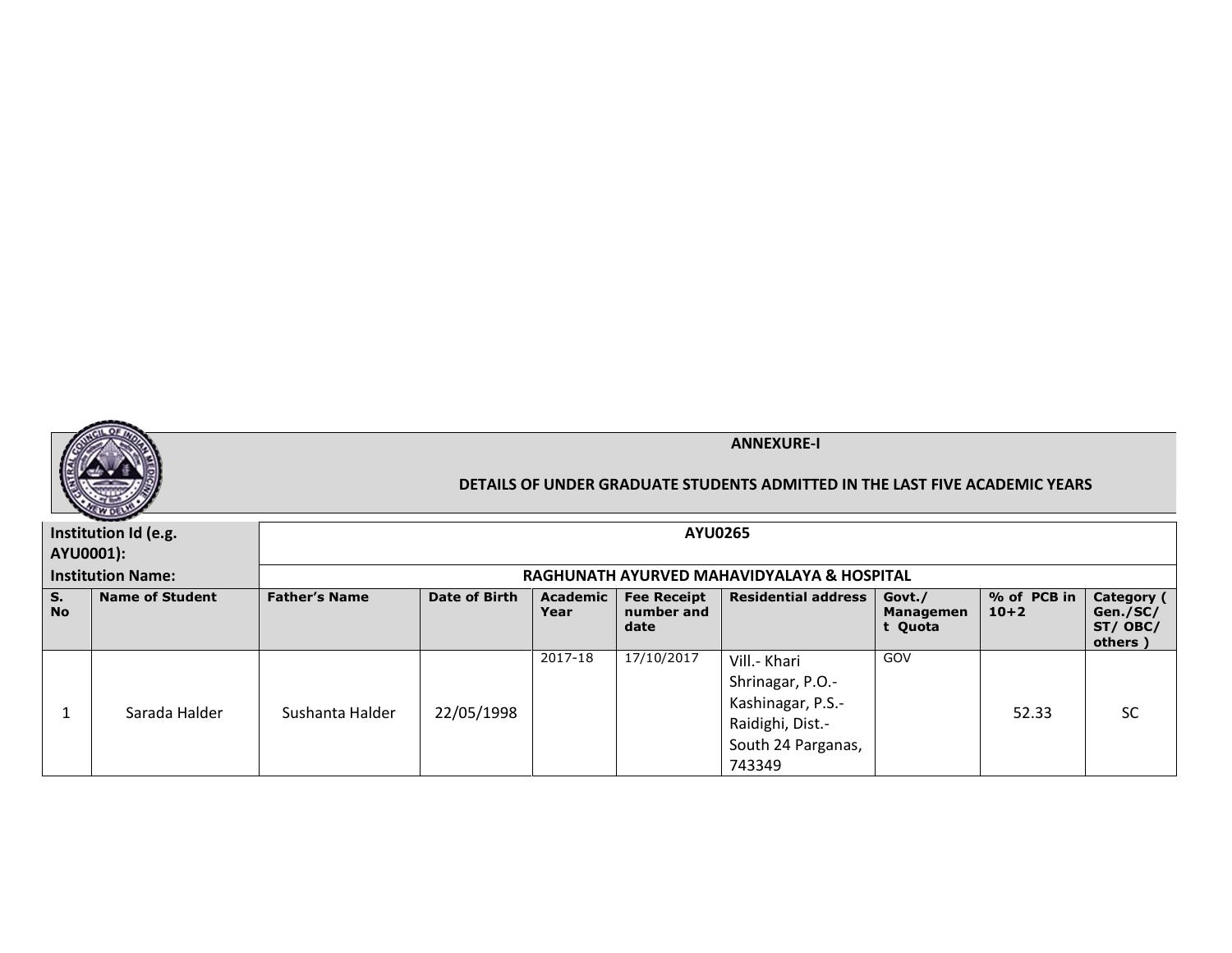**ANNEXURE-I**

**DETAILS OF UNDER GRADUATE STUDENTS ADMITTED IN THE LAST FIVE ACADEMIC YEARS**

| Institution Id (e.g. AYU0001): | AYU0265 | | | | | | | | |
|---|---|---|---|---|---|---|---|---|---|
| **Institution Name:** | **RAGHUNATH AYURVED MAHAVIDYALAYA & HOSPITAL** | | | | | | | | |
| **S. No** | **Name of Student** | **Father's Name** | **Date of Birth** | **Academic Year** | **Fee Receipt number and date** | **Residential address** | **Govt./ Management Quota** | **% of PCB in 10+2** | **Category ( Gen./SC/ ST/ OBC/ others )** |
| 1 | Sarada Halder | Sushanta Halder | 22/05/1998 | 2017-18 | 17/10/2017 | Vill.- Khari Shrinagar, P.O.- Kashinagar, P.S.- Raidighi, Dist.- South 24 Parganas, 743349 | GOV | 52.33 | SC |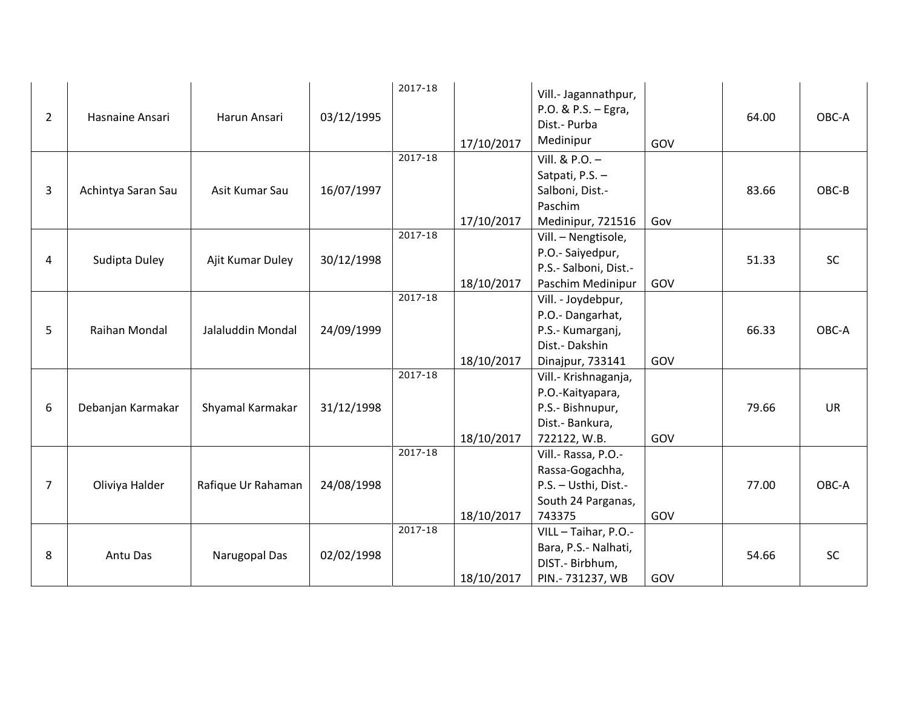| | | | | | | | | | |
|---|---|---|---|---|---|---|---|---|---|
| 2 | Hasnaine Ansari | Harun Ansari | 03/12/1995 | 2017-18 | 17/10/2017 | Vill.- Jagannathpur, P.O. & P.S. – Egra, Dist.- Purba Medinipur | GOV | 64.00 | OBC-A |
| 3 | Achintya Saran Sau | Asit Kumar Sau | 16/07/1997 | 2017-18 | 17/10/2017 | Vill. & P.O. – Satpati, P.S. – Salboni, Dist.- Paschim Medinipur, 721516 | Gov | 83.66 | OBC-B |
| 4 | Sudipta Duley | Ajit Kumar Duley | 30/12/1998 | 2017-18 | 18/10/2017 | Vill. – Nengtisole, P.O.- Saiyedpur, P.S.- Salboni, Dist.- Paschim Medinipur | GOV | 51.33 | SC |
| 5 | Raihan Mondal | Jalaluddin Mondal | 24/09/1999 | 2017-18 | 18/10/2017 | Vill. - Joydebpur, P.O.- Dangarhat, P.S.- Kumarganj, Dist.- Dakshin Dinajpur, 733141 | GOV | 66.33 | OBC-A |
| 6 | Debanjan Karmakar | Shyamal Karmakar | 31/12/1998 | 2017-18 | 18/10/2017 | Vill.- Krishnaganja, P.O.-Kaityapara, P.S.- Bishnupur, Dist.- Bankura, 722122, W.B. | GOV | 79.66 | UR |
| 7 | Oliviya Halder | Rafique Ur Rahaman | 24/08/1998 | 2017-18 | 18/10/2017 | Vill.- Rassa, P.O.- Rassa-Gogachha, P.S. – Usthi, Dist.- South 24 Parganas, 743375 | GOV | 77.00 | OBC-A |
| 8 | Antu Das | Narugopal Das | 02/02/1998 | 2017-18 | 18/10/2017 | VILL – Taihar, P.O.- Bara, P.S.- Nalhati, DIST.- Birbhum, PIN.- 731237, WB | GOV | 54.66 | SC |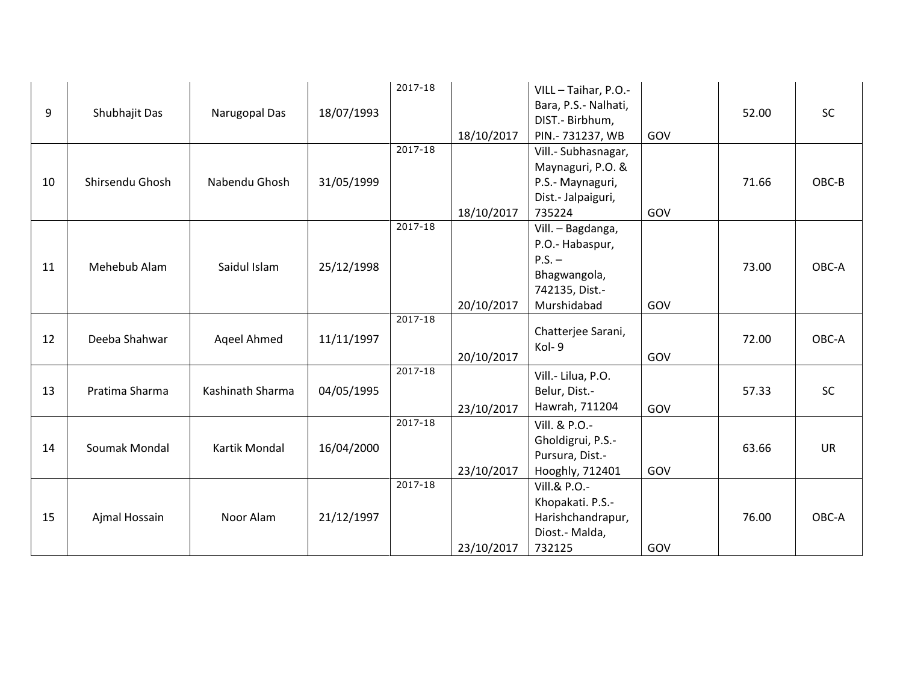| 9 | Shubhajit Das | Narugopal Das | 18/07/1993 | 2017-18 | 18/10/2017 | VILL – Taihar, P.O.- Bara, P.S.- Nalhati, DIST.- Birbhum, PIN.- 731237, WB | GOV | 52.00 | SC |
|---|---|---|---|---|---|---|---|---|---|
| 10 | Shirsendu Ghosh | Nabendu Ghosh | 31/05/1999 | 2017-18 | 18/10/2017 | Vill.- Subhasnagar, Maynaguri, P.O. & P.S.- Maynaguri, Dist.- Jalpaiguri, 735224 | GOV | 71.66 | OBC-B |
| 11 | Mehebub Alam | Saidul Islam | 25/12/1998 | 2017-18 | 20/10/2017 | Vill. – Bagdanga, P.O.- Habaspur, P.S. – Bhagwangola, 742135, Dist.- Murshidabad | GOV | 73.00 | OBC-A |
| 12 | Deeba Shahwar | Aqeel Ahmed | 11/11/1997 | 2017-18 | 20/10/2017 | Chatterjee Sarani, Kol- 9 | GOV | 72.00 | OBC-A |
| 13 | Pratima Sharma | Kashinath Sharma | 04/05/1995 | 2017-18 | 23/10/2017 | Vill.- Lilua, P.O. Belur, Dist.- Hawrah, 711204 | GOV | 57.33 | SC |
| 14 | Soumak Mondal | Kartik Mondal | 16/04/2000 | 2017-18 | 23/10/2017 | Vill. & P.O.- Gholdigrui, P.S.- Pursura, Dist.- Hooghly, 712401 | GOV | 63.66 | UR |
| 15 | Ajmal Hossain | Noor Alam | 21/12/1997 | 2017-18 | 23/10/2017 | Vill.& P.O.- Khopakati. P.S.- Harishchandrapur, Diost.- Malda, 732125 | GOV | 76.00 | OBC-A |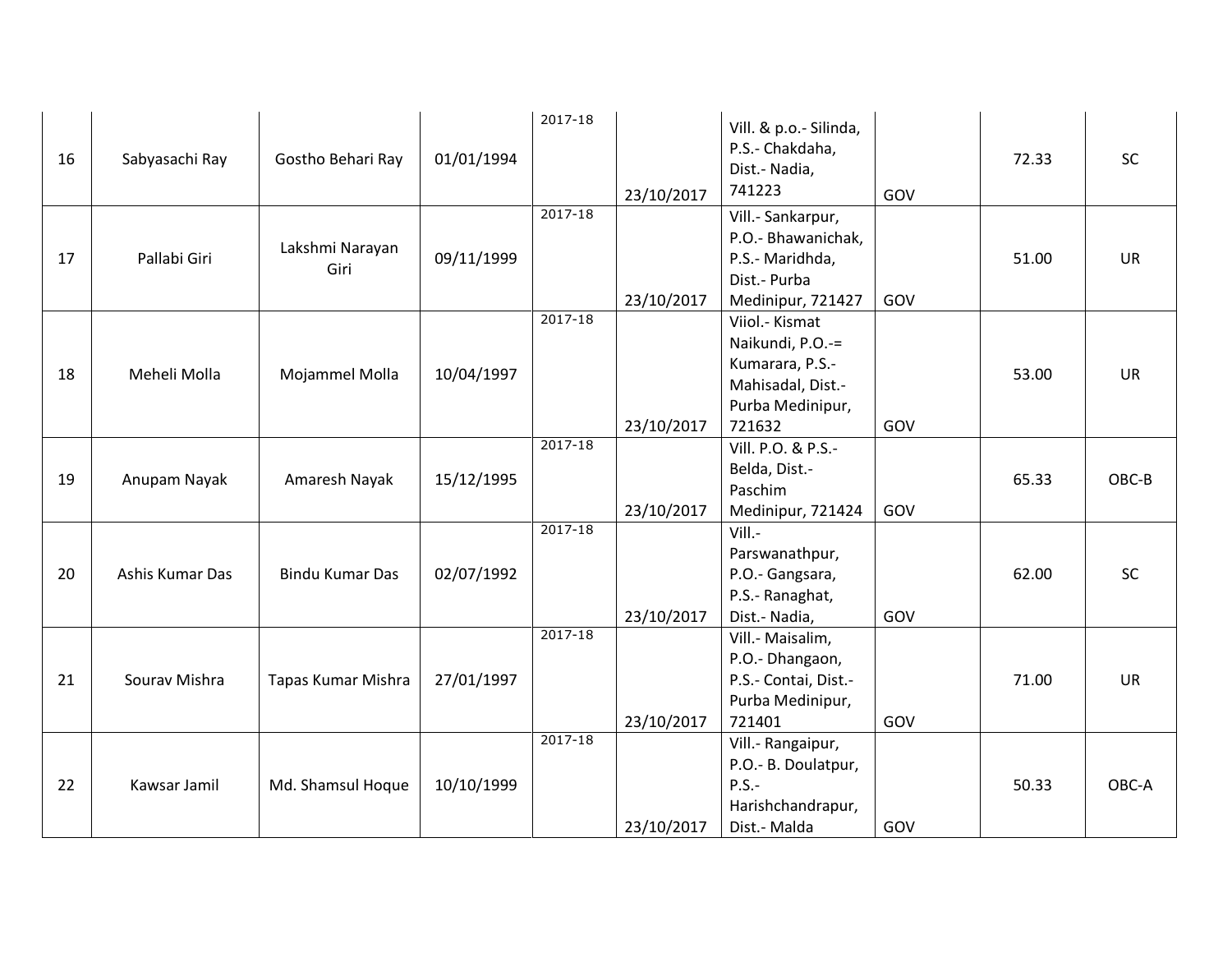| 16 | Sabyasachi Ray | Gostho Behari Ray | 01/01/1994 | 2017-18 | 23/10/2017 | Vill. & p.o.- Silinda, P.S.- Chakdaha, Dist.- Nadia, 741223 | GOV | | 72.33 | SC |
|---|---|---|---|---|---|---|---|---|---|---|
| 17 | Pallabi Giri | Lakshmi Narayan Giri | 09/11/1999 | 2017-18 | 23/10/2017 | Vill.- Sankarpur, P.O.- Bhawanichak, P.S.- Maridhda, Dist.- Purba Medinipur, 721427 | GOV | | 51.00 | UR |
| 18 | Meheli Molla | Mojammel Molla | 10/04/1997 | 2017-18 | 23/10/2017 | Viiol.- Kismat Naikundi, P.O.-= Kumarara, P.S.- Mahisadal, Dist.- Purba Medinipur, 721632 | GOV | | 53.00 | UR |
| 19 | Anupam Nayak | Amaresh Nayak | 15/12/1995 | 2017-18 | 23/10/2017 | Vill. P.O. & P.S.- Belda, Dist.- Paschim Medinipur, 721424 | GOV | | 65.33 | OBC-B |
| 20 | Ashis Kumar Das | Bindu Kumar Das | 02/07/1992 | 2017-18 | 23/10/2017 | Vill.- Parswanathpur, P.O.- Gangsara, P.S.- Ranaghat, Dist.- Nadia, | GOV | | 62.00 | SC |
| 21 | Sourav Mishra | Tapas Kumar Mishra | 27/01/1997 | 2017-18 | 23/10/2017 | Vill.- Maisalim, P.O.- Dhangaon, P.S.- Contai, Dist.- Purba Medinipur, 721401 | GOV | | 71.00 | UR |
| 22 | Kawsar Jamil | Md. Shamsul Hoque | 10/10/1999 | 2017-18 | 23/10/2017 | Vill.- Rangaipur, P.O.- B. Doulatpur, P.S.- Harishchandrapur, Dist.- Malda | GOV | | 50.33 | OBC-A |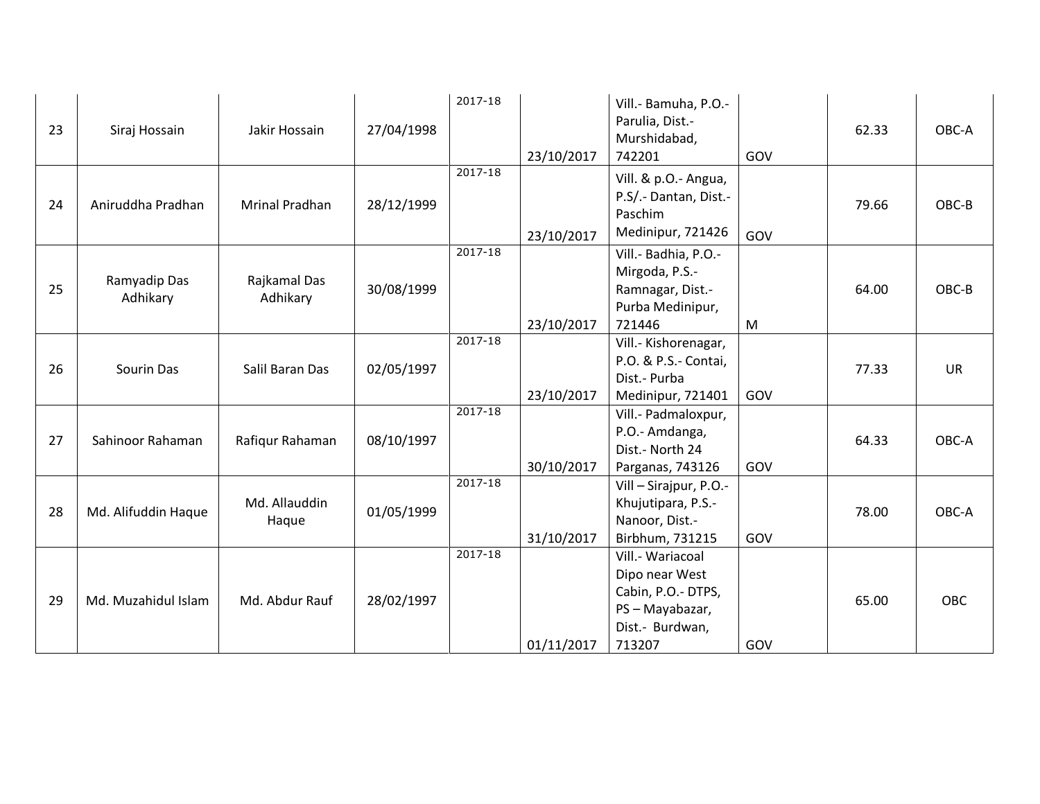| | | | | | | | | | |
|---|---|---|---|---|---|---|---|---|---|
| 23 | Siraj Hossain | Jakir Hossain | 27/04/1998 | 2017-18 | 23/10/2017 | Vill.- Bamuha, P.O.- Parulia, Dist.- Murshidabad, 742201 | GOV | 62.33 | OBC-A |
| 24 | Aniruddha Pradhan | Mrinal Pradhan | 28/12/1999 | 2017-18 | 23/10/2017 | Vill. & p.O.- Angua, P.S/.- Dantan, Dist.- Paschim Medinipur, 721426 | GOV | 79.66 | OBC-B |
| 25 | Ramyadip Das Adhikary | Rajkamal Das Adhikary | 30/08/1999 | 2017-18 | 23/10/2017 | Vill.- Badhia, P.O.- Mirgoda, P.S.- Ramnagar, Dist.- Purba Medinipur, 721446 | M | 64.00 | OBC-B |
| 26 | Sourin Das | Salil Baran Das | 02/05/1997 | 2017-18 | 23/10/2017 | Vill.- Kishorenagar, P.O. & P.S.- Contai, Dist.- Purba Medinipur, 721401 | GOV | 77.33 | UR |
| 27 | Sahinoor Rahaman | Rafiqur Rahaman | 08/10/1997 | 2017-18 | 30/10/2017 | Vill.- Padmaloxpur, P.O.- Amdanga, Dist.- North 24 Parganas, 743126 | GOV | 64.33 | OBC-A |
| 28 | Md. Alifuddin Haque | Md. Allauddin Haque | 01/05/1999 | 2017-18 | 31/10/2017 | Vill – Sirajpur, P.O.- Khujutipara, P.S.- Nanoor, Dist.- Birbhum, 731215 | GOV | 78.00 | OBC-A |
| 29 | Md. Muzahidul Islam | Md. Abdur Rauf | 28/02/1997 | 2017-18 | 01/11/2017 | Vill.- Wariacoal Dipo near West Cabin, P.O.- DTPS, PS – Mayabazar, Dist.- Burdwan, 713207 | GOV | 65.00 | OBC |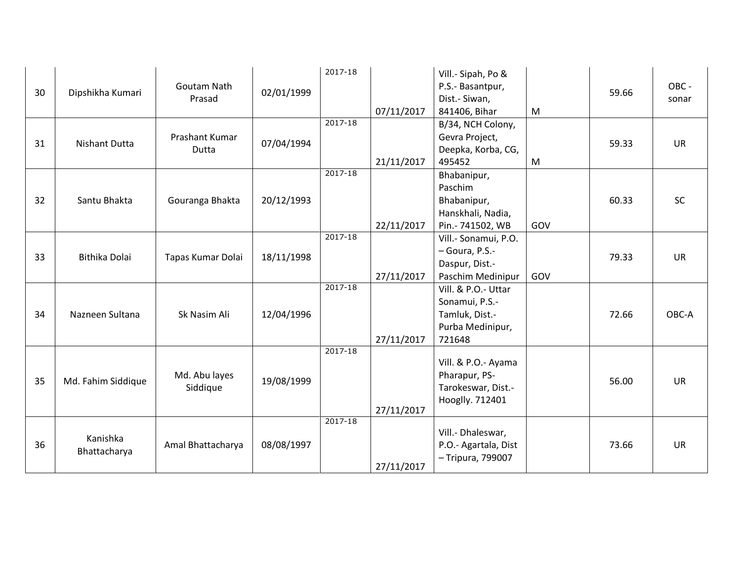| | | | | | | | | | |
|---|---|---|---|---|---|---|---|---|---|
| 30 | Dipshikha Kumari | Goutam Nath Prasad | 02/01/1999 | 2017-18 | 07/11/2017 | Vill.- Sipah, Po & P.S.- Basantpur, Dist.- Siwan, 841406, Bihar | M | 59.66 | OBC - sonar |
| 31 | Nishant Dutta | Prashant Kumar Dutta | 07/04/1994 | 2017-18 | 21/11/2017 | B/34, NCH Colony, Gevra Project, Deepka, Korba, CG, 495452 | M | 59.33 | UR |
| 32 | Santu Bhakta | Gouranga Bhakta | 20/12/1993 | 2017-18 | 22/11/2017 | Bhabanipur, Paschim Bhabanipur, Hanskhali, Nadia, Pin.- 741502, WB | GOV | 60.33 | SC |
| 33 | Bithika Dolai | Tapas Kumar Dolai | 18/11/1998 | 2017-18 | 27/11/2017 | Vill.- Sonamui, P.O. – Goura, P.S.- Daspur, Dist.- Paschim Medinipur | GOV | 79.33 | UR |
| 34 | Nazneen Sultana | Sk Nasim Ali | 12/04/1996 | 2017-18 | 27/11/2017 | Vill. & P.O.- Uttar Sonamui, P.S.- Tamluk, Dist.- Purba Medinipur, 721648 | | 72.66 | OBC-A |
| 35 | Md. Fahim Siddique | Md. Abu layes Siddique | 19/08/1999 | 2017-18 | 27/11/2017 | Vill. & P.O.- Ayama Pharapur, PS- Tarokeswar, Dist.- Hooglly. 712401 | | 56.00 | UR |
| 36 | Kanishka Bhattacharya | Amal Bhattacharya | 08/08/1997 | 2017-18 | 27/11/2017 | Vill.- Dhaleswar, P.O.- Agartala, Dist – Tripura, 799007 | | 73.66 | UR |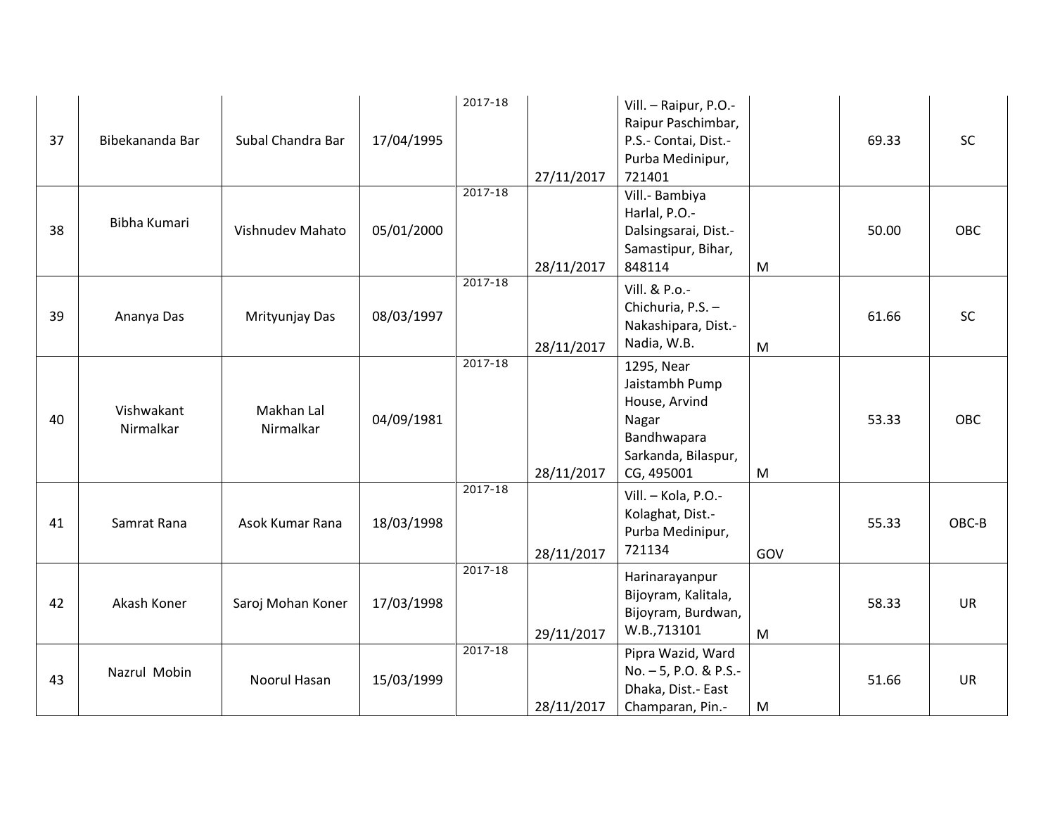| 37 | Bibekananda Bar | Subal Chandra Bar | 17/04/1995 | 2017-18 | 27/11/2017 | Vill. – Raipur, P.O.- Raipur Paschimbar, P.S.- Contai, Dist.- Purba Medinipur, 721401 | | 69.33 | SC |
|---|---|---|---|---|---|---|---|---|---|
| 38 | Bibha Kumari | Vishnudev Mahato | 05/01/2000 | 2017-18 | 28/11/2017 | Vill.- Bambiya Harlal, P.O.- Dalsingsarai, Dist.- Samastipur, Bihar, 848114 | M | 50.00 | OBC |
| 39 | Ananya Das | Mrityunjay Das | 08/03/1997 | 2017-18 | 28/11/2017 | Vill. & P.o.- Chichuria, P.S. – Nakashipara, Dist.- Nadia, W.B. | M | 61.66 | SC |
| 40 | Vishwakant Nirmalkar | Makhan Lal Nirmalkar | 04/09/1981 | 2017-18 | 28/11/2017 | 1295, Near Jaistambh Pump House, Arvind Nagar Bandhwapara Sarkanda, Bilaspur, CG, 495001 | M | 53.33 | OBC |
| 41 | Samrat Rana | Asok Kumar Rana | 18/03/1998 | 2017-18 | 28/11/2017 | Vill. – Kola, P.O.- Kolaghat, Dist.- Purba Medinipur, 721134 | GOV | 55.33 | OBC-B |
| 42 | Akash Koner | Saroj Mohan Koner | 17/03/1998 | 2017-18 | 29/11/2017 | Harinarayanpur Bijoyram, Kalitala, Bijoyram, Burdwan, W.B.,713101 | M | 58.33 | UR |
| 43 | Nazrul Mobin | Noorul Hasan | 15/03/1999 | 2017-18 | 28/11/2017 | Pipra Wazid, Ward No. – 5, P.O. & P.S.- Dhaka, Dist.- East Champaran, Pin.- | M | 51.66 | UR |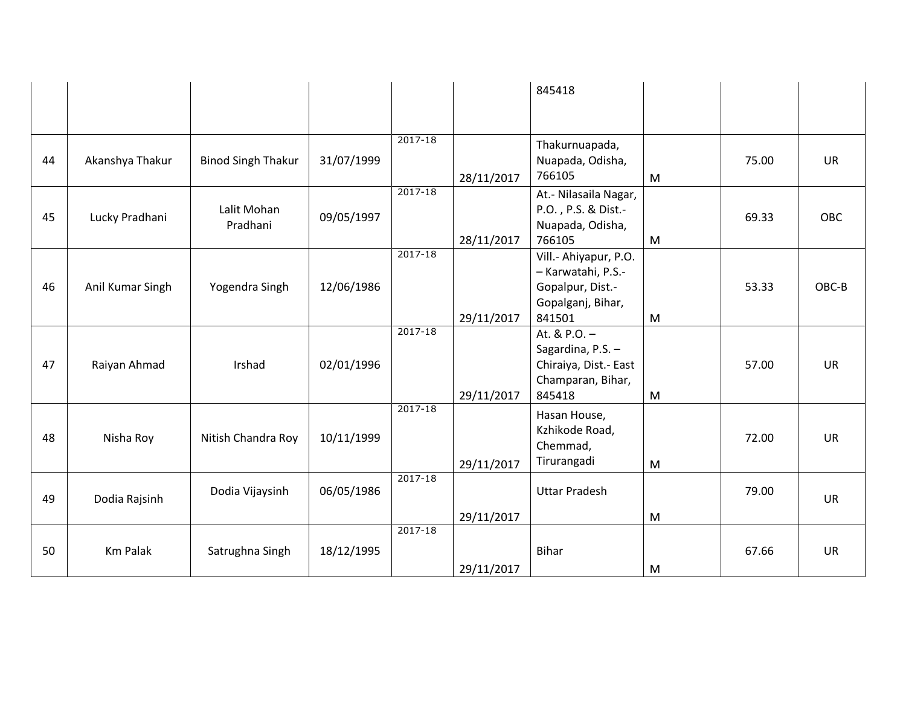| | | | | | | | | | |
|---|---|---|---|---|---|---|---|---|---|
| | | | | | | 845418 | | | |
| 44 | Akanshya Thakur | Binod Singh Thakur | 31/07/1999 | 2017-18 | 28/11/2017 | Thakurnuapada, Nuapada, Odisha, 766105 | M | 75.00 | UR |
| 45 | Lucky Pradhani | Lalit Mohan Pradhani | 09/05/1997 | 2017-18 | 28/11/2017 | At.- Nilasaila Nagar, P.O. , P.S. & Dist.- Nuapada, Odisha, 766105 | M | 69.33 | OBC |
| 46 | Anil Kumar Singh | Yogendra Singh | 12/06/1986 | 2017-18 | 29/11/2017 | Vill.- Ahiyapur, P.O. – Karwatahi, P.S.- Gopalpur, Dist.- Gopalganj, Bihar, 841501 | M | 53.33 | OBC-B |
| 47 | Raiyan Ahmad | Irshad | 02/01/1996 | 2017-18 | 29/11/2017 | At. & P.O. – Sagardina, P.S. – Chiraiya, Dist.- East Champaran, Bihar, 845418 | M | 57.00 | UR |
| 48 | Nisha Roy | Nitish Chandra Roy | 10/11/1999 | 2017-18 | 29/11/2017 | Hasan House, Kzhikode Road, Chemmad, Tirurangadi | M | 72.00 | UR |
| 49 | Dodia Rajsinh | Dodia Vijaysinh | 06/05/1986 | 2017-18 | 29/11/2017 | Uttar Pradesh | M | 79.00 | UR |
| 50 | Km Palak | Satrughna Singh | 18/12/1995 | 2017-18 | 29/11/2017 | Bihar | M | 67.66 | UR |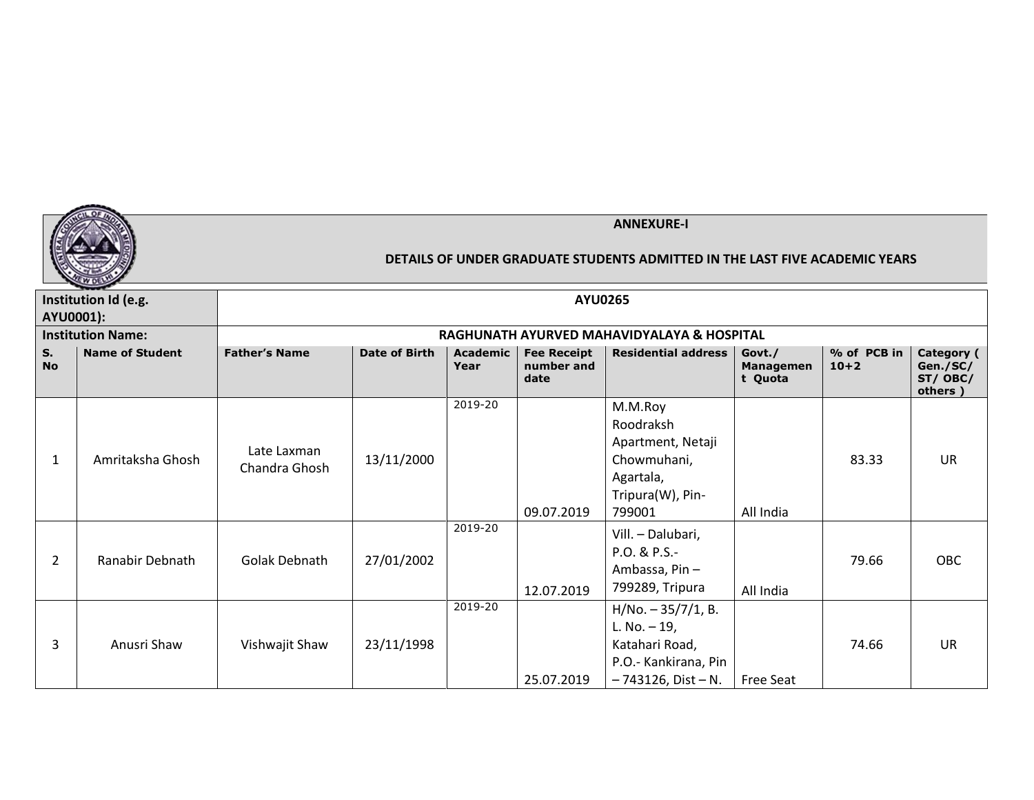**ANNEXURE-I**

**DETAILS OF UNDER GRADUATE STUDENTS ADMITTED IN THE LAST FIVE ACADEMIC YEARS**

| Institution Id (e.g. AYU0001): | AYU0265 | | | | | | | | |
|---|---|---|---|---|---|---|---|---|---|
| Institution Name: | RAGHUNATH AYURVED MAHAVIDYALAYA & HOSPITAL | | | | | | | | |
| S. No | Name of Student | Father's Name | Date of Birth | Academic Year | Fee Receipt number and date | Residential address | Govt./ Management Quota | % of PCB in 10+2 | Category ( Gen./SC/ ST/ OBC/ others ) |
| 1 | Amritaksha Ghosh | Late Laxman Chandra Ghosh | 13/11/2000 | 2019-20 | 09.07.2019 | M.M.Roy Roodraksh Apartment, Netaji Chowmuhani, Agartala, Tripura(W), Pin- 799001 | All India | 83.33 | UR |
| 2 | Ranabir Debnath | Golak Debnath | 27/01/2002 | 2019-20 | 12.07.2019 | Vill. – Dalubari, P.O. & P.S.- Ambassa, Pin – 799289, Tripura | All India | 79.66 | OBC |
| 3 | Anusri Shaw | Vishwajit Shaw | 23/11/1998 | 2019-20 | 25.07.2019 | H/No. – 35/7/1, B. L. No. – 19, Katahari Road, P.O.- Kankirana, Pin – 743126, Dist – N. | Free Seat | 74.66 | UR |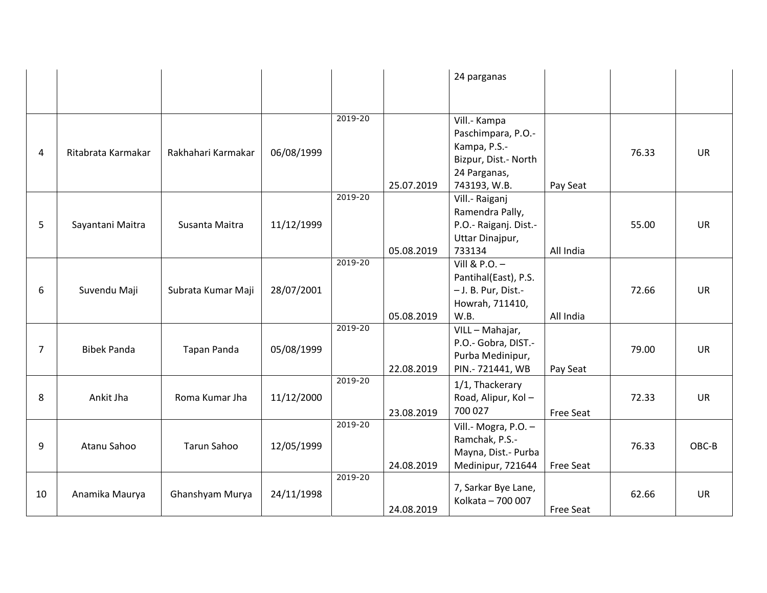| | | | | | | | | | |
|---|---|---|---|---|---|---|---|---|---|
| | | | | | | 24 parganas | | | |
| 4 | Ritabrata Karmakar | Rakhahari Karmakar | 06/08/1999 | 2019-20 | 25.07.2019 | Vill.- Kampa Paschimpara, P.O.- Kampa, P.S.- Bizpur, Dist.- North 24 Parganas, 743193, W.B. | Pay Seat | 76.33 | UR |
| 5 | Sayantani Maitra | Susanta Maitra | 11/12/1999 | 2019-20 | 05.08.2019 | Vill.- Raiganj Ramendra Pally, P.O.- Raiganj. Dist.- Uttar Dinajpur, 733134 | All India | 55.00 | UR |
| 6 | Suvendu Maji | Subrata Kumar Maji | 28/07/2001 | 2019-20 | 05.08.2019 | Vill & P.O. – Pantihal(East), P.S. – J. B. Pur, Dist.- Howrah, 711410, W.B. | All India | 72.66 | UR |
| 7 | Bibek Panda | Tapan Panda | 05/08/1999 | 2019-20 | 22.08.2019 | VILL – Mahajar, P.O.- Gobra, DIST.- Purba Medinipur, PIN.- 721441, WB | Pay Seat | 79.00 | UR |
| 8 | Ankit Jha | Roma Kumar Jha | 11/12/2000 | 2019-20 | 23.08.2019 | 1/1, Thackerary Road, Alipur, Kol – 700 027 | Free Seat | 72.33 | UR |
| 9 | Atanu Sahoo | Tarun Sahoo | 12/05/1999 | 2019-20 | 24.08.2019 | Vill.- Mogra, P.O. – Ramchak, P.S.- Mayna, Dist.- Purba Medinipur, 721644 | Free Seat | 76.33 | OBC-B |
| 10 | Anamika Maurya | Ghanshyam Murya | 24/11/1998 | 2019-20 | 24.08.2019 | 7, Sarkar Bye Lane, Kolkata – 700 007 | Free Seat | 62.66 | UR |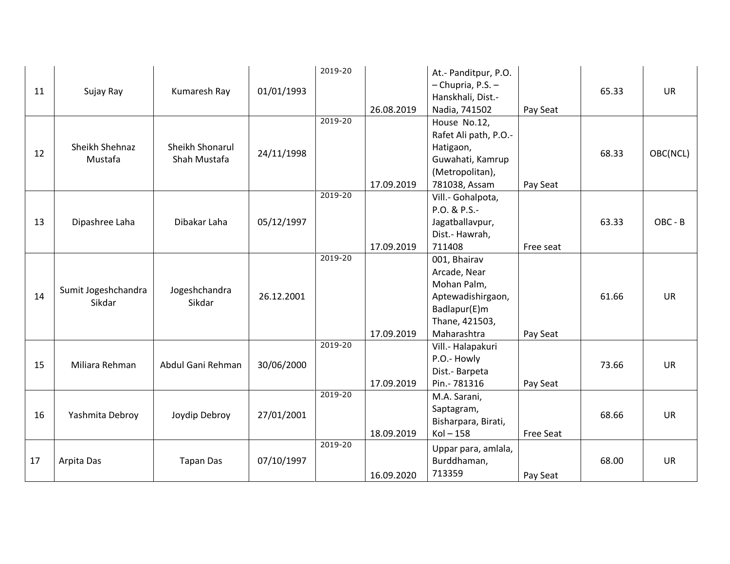| | | | | | | | | | |
|---|---|---|---|---|---|---|---|---|---|
| 11 | Sujay Ray | Kumaresh Ray | 01/01/1993 | 2019-20 | 26.08.2019 | At.- Panditpur, P.O. – Chupria, P.S. – Hanskhali, Dist.- Nadia, 741502 | Pay Seat | 65.33 | UR |
| 12 | Sheikh Shehnaz Mustafa | Sheikh Shonarul Shah Mustafa | 24/11/1998 | 2019-20 | 17.09.2019 | House No.12, Rafet Ali path, P.O.- Hatigaon, Guwahati, Kamrup (Metropolitan), 781038, Assam | Pay Seat | 68.33 | OBC(NCL) |
| 13 | Dipashree Laha | Dibakar Laha | 05/12/1997 | 2019-20 | 17.09.2019 | Vill.- Gohalpota, P.O. & P.S.- Jagatballavpur, Dist.- Hawrah, 711408 | Free seat | 63.33 | OBC - B |
| 14 | Sumit Jogeshchandra Sikdar | Jogeshchandra Sikdar | 26.12.2001 | 2019-20 | 17.09.2019 | 001, Bhairav Arcade, Near Mohan Palm, Aptewadishirgaon, Badlapur(E)m Thane, 421503, Maharashtra | Pay Seat | 61.66 | UR |
| 15 | Miliara Rehman | Abdul Gani Rehman | 30/06/2000 | 2019-20 | 17.09.2019 | Vill.- Halapakuri P.O.- Howly Dist.- Barpeta Pin.- 781316 | Pay Seat | 73.66 | UR |
| 16 | Yashmita Debroy | Joydip Debroy | 27/01/2001 | 2019-20 | 18.09.2019 | M.A. Sarani, Saptagram, Bisharpara, Birati, Kol – 158 | Free Seat | 68.66 | UR |
| 17 | Arpita Das | Tapan Das | 07/10/1997 | 2019-20 | 16.09.2020 | Uppar para, amlala, Burddhaman, 713359 | Pay Seat | 68.00 | UR |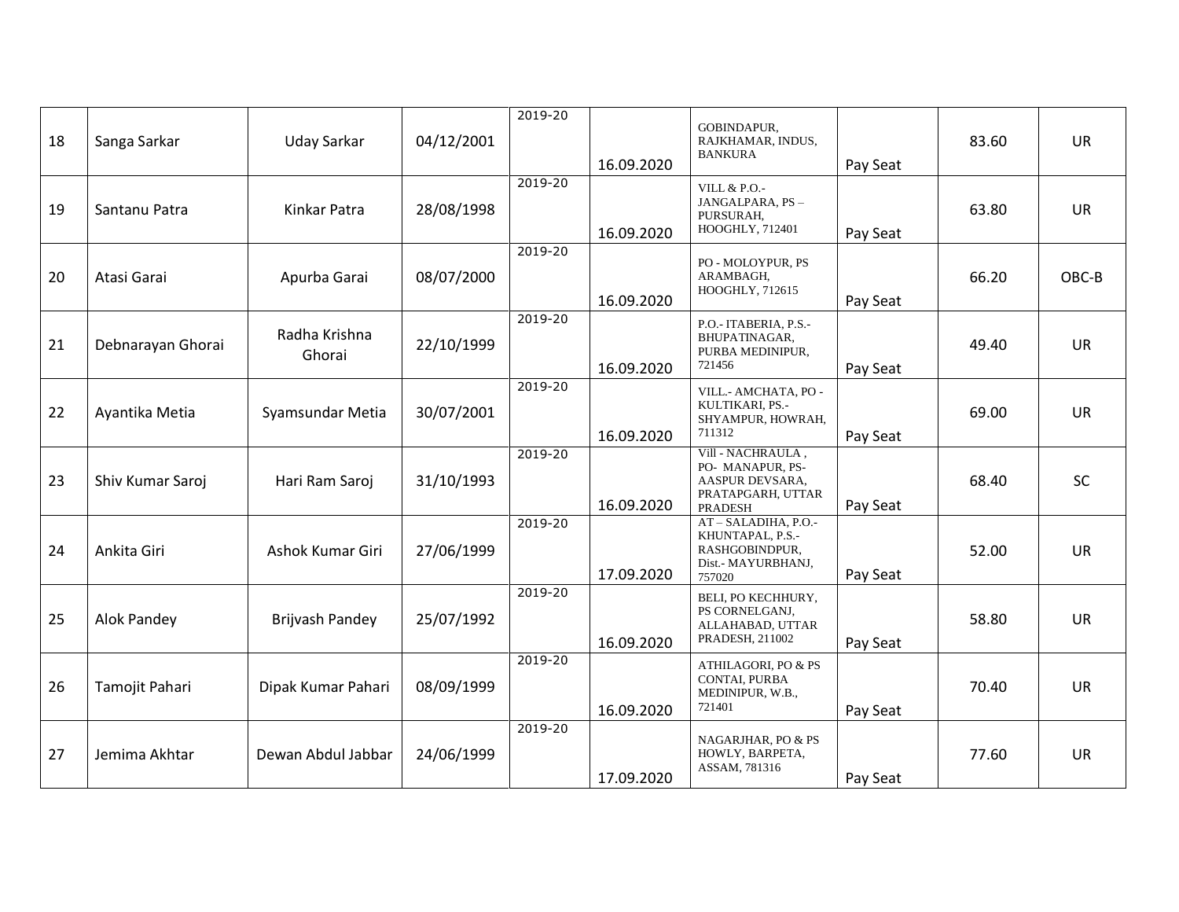| 18 | Sanga Sarkar | Uday Sarkar | 04/12/2001 | 2019-20 | 16.09.2020 | GOBINDAPUR, RAJKHAMAR, INDUS, BANKURA | Pay Seat | 83.60 | UR |
|---|---|---|---|---|---|---|---|---|---|
| 19 | Santanu Patra | Kinkar Patra | 28/08/1998 | 2019-20 | 16.09.2020 | VILL & P.O.- JANGALPARA, PS – PURSURAH, HOOGHLY, 712401 | Pay Seat | 63.80 | UR |
| 20 | Atasi Garai | Apurba Garai | 08/07/2000 | 2019-20 | 16.09.2020 | PO - MOLOYPUR, PS ARAMBAGH, HOOGHLY, 712615 | Pay Seat | 66.20 | OBC-B |
| 21 | Debnarayan Ghorai | Radha Krishna Ghorai | 22/10/1999 | 2019-20 | 16.09.2020 | P.O.- ITABERIA, P.S.- BHUPATINAGAR, PURBA MEDINIPUR, 721456 | Pay Seat | 49.40 | UR |
| 22 | Ayantika Metia | Syamsundar Metia | 30/07/2001 | 2019-20 | 16.09.2020 | VILL.- AMCHATA, PO - KULTIKARI, PS.- SHYAMPUR, HOWRAH, 711312 | Pay Seat | 69.00 | UR |
| 23 | Shiv Kumar Saroj | Hari Ram Saroj | 31/10/1993 | 2019-20 | 16.09.2020 | Vill - NACHRAULA , PO- MANAPUR, PS- AASPUR DEVSARA, PRATAPGARH, UTTAR PRADESH | Pay Seat | 68.40 | SC |
| 24 | Ankita Giri | Ashok Kumar Giri | 27/06/1999 | 2019-20 | 17.09.2020 | AT – SALADIHA, P.O.- KHUNTAPAL, P.S.- RASHGOBINDPUR, Dist.- MAYURBHANJ, 757020 | Pay Seat | 52.00 | UR |
| 25 | Alok Pandey | Brijvash Pandey | 25/07/1992 | 2019-20 | 16.09.2020 | BELI, PO KECHHURY, PS CORNELGANJ, ALLAHABAD, UTTAR PRADESH, 211002 | Pay Seat | 58.80 | UR |
| 26 | Tamojit Pahari | Dipak Kumar Pahari | 08/09/1999 | 2019-20 | 16.09.2020 | ATHILAGORI, PO & PS CONTAI, PURBA MEDINIPUR, W.B., 721401 | Pay Seat | 70.40 | UR |
| 27 | Jemima Akhtar | Dewan Abdul Jabbar | 24/06/1999 | 2019-20 | 17.09.2020 | NAGARJHAR, PO & PS HOWLY, BARPETA, ASSAM, 781316 | Pay Seat | 77.60 | UR |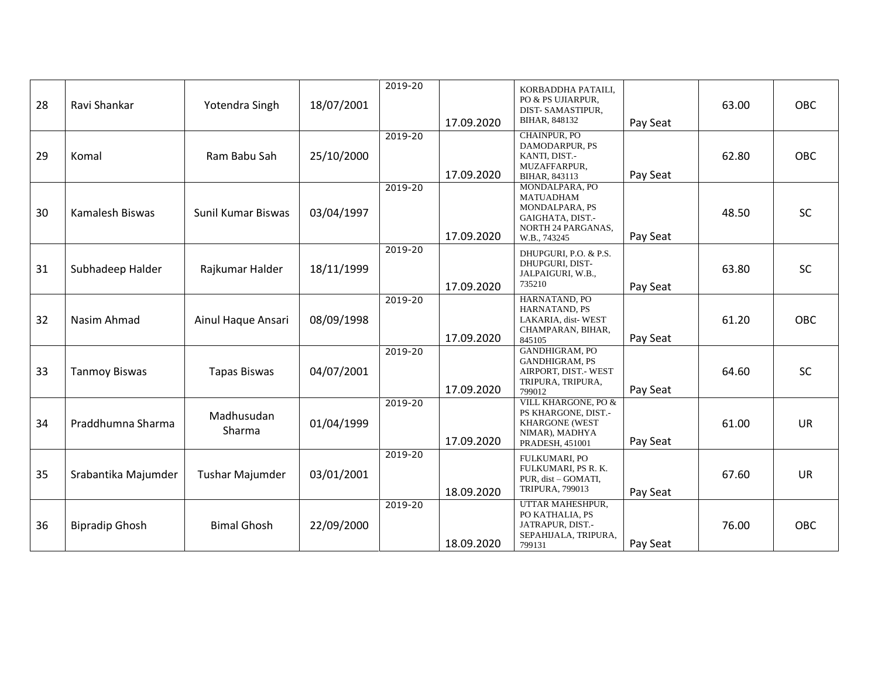| 28 | Ravi Shankar | Yotendra Singh | 18/07/2001 | 2019-20 | 17.09.2020 | KORBADDHA PATAILI, PO & PS UJIARPUR, DIST- SAMASTIPUR, BIHAR, 848132 | Pay Seat | 63.00 | OBC |
|---|---|---|---|---|---|---|---|---|---|
| 29 | Komal | Ram Babu Sah | 25/10/2000 | 2019-20 | 17.09.2020 | CHAINPUR, PO DAMODARPUR, PS KANTI, DIST.- MUZAFFARPUR, BIHAR, 843113 | Pay Seat | 62.80 | OBC |
| 30 | Kamalesh Biswas | Sunil Kumar Biswas | 03/04/1997 | 2019-20 | 17.09.2020 | MONDALPARA, PO MATUADHAM MONDALPARA, PS GAIGHATA, DIST.- NORTH 24 PARGANAS, W.B., 743245 | Pay Seat | 48.50 | SC |
| 31 | Subhadeep Halder | Rajkumar Halder | 18/11/1999 | 2019-20 | 17.09.2020 | DHUPGURI, P.O. & P.S. DHUPGURI, DIST- JALPAIGURI, W.B., 735210 | Pay Seat | 63.80 | SC |
| 32 | Nasim Ahmad | Ainul Haque Ansari | 08/09/1998 | 2019-20 | 17.09.2020 | HARNATAND, PO HARNATAND, PS LAKARIA, dist- WEST CHAMPARAN, BIHAR, 845105 | Pay Seat | 61.20 | OBC |
| 33 | Tanmoy Biswas | Tapas Biswas | 04/07/2001 | 2019-20 | 17.09.2020 | GANDHIGRAM, PO GANDHIGRAM, PS AIRPORT, DIST.- WEST TRIPURA, TRIPURA, 799012 | Pay Seat | 64.60 | SC |
| 34 | Praddhumna Sharma | Madhusudan Sharma | 01/04/1999 | 2019-20 | 17.09.2020 | VILL KHARGONE, PO & PS KHARGONE, DIST.- KHARGONE (WEST NIMAR), MADHYA PRADESH, 451001 | Pay Seat | 61.00 | UR |
| 35 | Srabantika Majumder | Tushar Majumder | 03/01/2001 | 2019-20 | 18.09.2020 | FULKUMARI, PO FULKUMARI, PS R. K. PUR, dist – GOMATI, TRIPURA, 799013 | Pay Seat | 67.60 | UR |
| 36 | Bipradip Ghosh | Bimal Ghosh | 22/09/2000 | 2019-20 | 18.09.2020 | UTTAR MAHESHPUR, PO KATHALIA, PS JATRAPUR, DIST.- SEPAHIJALA, TRIPURA, 799131 | Pay Seat | 76.00 | OBC |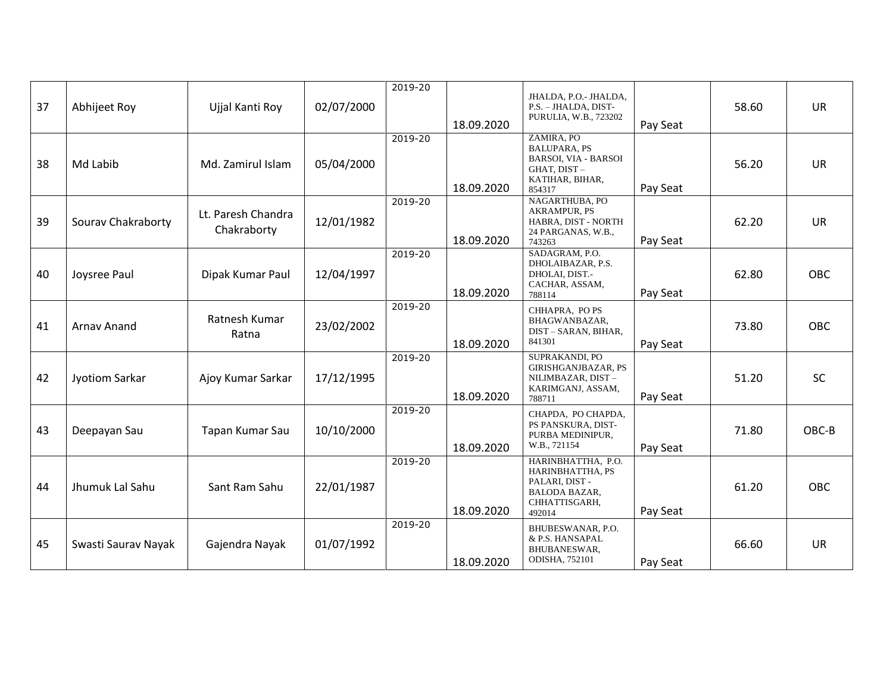| 37 | Abhijeet Roy | Ujjal Kanti Roy | 02/07/2000 | 2019-20 | 18.09.2020 | JHALDA, P.O.- JHALDA, P.S. – JHALDA, DIST- PURULIA, W.B., 723202 | Pay Seat | 58.60 | UR |
|---|---|---|---|---|---|---|---|---|---|
| 38 | Md Labib | Md. Zamirul Islam | 05/04/2000 | 2019-20 | 18.09.2020 | ZAMIRA, PO BALUPARA, PS BARSOI, VIA - BARSOI GHAT, DIST – KATIHAR, BIHAR, 854317 | Pay Seat | 56.20 | UR |
| 39 | Sourav Chakraborty | Lt. Paresh Chandra Chakraborty | 12/01/1982 | 2019-20 | 18.09.2020 | NAGARTHUBA, PO AKRAMPUR, PS HABRA, DIST - NORTH 24 PARGANAS, W.B., 743263 | Pay Seat | 62.20 | UR |
| 40 | Joysree Paul | Dipak Kumar Paul | 12/04/1997 | 2019-20 | 18.09.2020 | SADAGRAM, P.O. DHOLAIBAZAR, P.S. DHOLAI, DIST.- CACHAR, ASSAM, 788114 | Pay Seat | 62.80 | OBC |
| 41 | Arnav Anand | Ratnesh Kumar Ratna | 23/02/2002 | 2019-20 | 18.09.2020 | CHHAPRA, PO PS BHAGWANBAZAR, DIST – SARAN, BIHAR, 841301 | Pay Seat | 73.80 | OBC |
| 42 | Jyotiom Sarkar | Ajoy Kumar Sarkar | 17/12/1995 | 2019-20 | 18.09.2020 | SUPRAKANDI, PO GIRISHGANJBAZAR, PS NILIMBAZAR, DIST – KARIMGANJ, ASSAM, 788711 | Pay Seat | 51.20 | SC |
| 43 | Deepayan Sau | Tapan Kumar Sau | 10/10/2000 | 2019-20 | 18.09.2020 | CHAPDA, PO CHAPDA, PS PANSKURA, DIST- PURBA MEDINIPUR, W.B., 721154 | Pay Seat | 71.80 | OBC-B |
| 44 | Jhumuk Lal Sahu | Sant Ram Sahu | 22/01/1987 | 2019-20 | 18.09.2020 | HARINBHATTHA, P.O. HARINBHATTHA, PS PALARI, DIST - BALODA BAZAR, CHHATTISGARH, 492014 | Pay Seat | 61.20 | OBC |
| 45 | Swasti Saurav Nayak | Gajendra Nayak | 01/07/1992 | 2019-20 | 18.09.2020 | BHUBESWANAR, P.O. & P.S. HANSAPAL BHUBANESWAR, ODISHA, 752101 | Pay Seat | 66.60 | UR |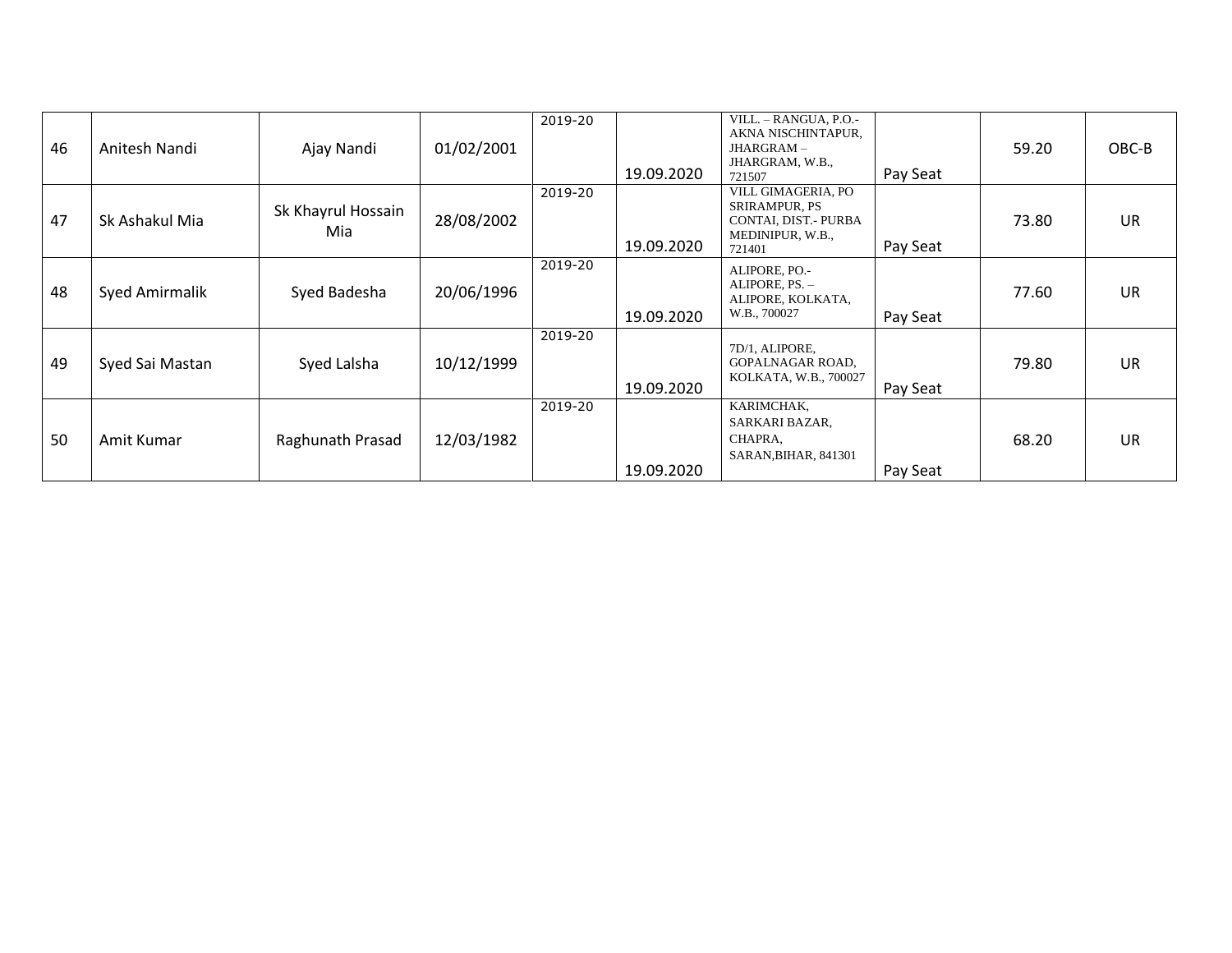| 46 | Anitesh Nandi | Ajay Nandi | 01/02/2001 | 2019-20 | 19.09.2020 | VILL. – RANGUA, P.O.- AKNA NISCHINTAPUR, JHARGRAM – JHARGRAM, W.B., 721507 | Pay Seat | 59.20 | OBC-B |
|---|---|---|---|---|---|---|---|---|---|
| 47 | Sk Ashakul Mia | Sk Khayrul Hossain Mia | 28/08/2002 | 2019-20 | 19.09.2020 | VILL GIMAGERIA, PO SRIRAMPUR, PS CONTAI, DIST.- PURBA MEDINIPUR, W.B., 721401 | Pay Seat | 73.80 | UR |
| 48 | Syed Amirmalik | Syed Badesha | 20/06/1996 | 2019-20 | 19.09.2020 | ALIPORE, PO.- ALIPORE, PS. – ALIPORE, KOLKATA, W.B., 700027 | Pay Seat | 77.60 | UR |
| 49 | Syed Sai Mastan | Syed Lalsha | 10/12/1999 | 2019-20 | 19.09.2020 | 7D/1, ALIPORE, GOPALNAGAR ROAD, KOLKATA, W.B., 700027 | Pay Seat | 79.80 | UR |
| 50 | Amit Kumar | Raghunath Prasad | 12/03/1982 | 2019-20 | 19.09.2020 | KARIMCHAK, SARKARI BAZAR, CHAPRA, SARAN,BIHAR, 841301 | Pay Seat | 68.20 | UR |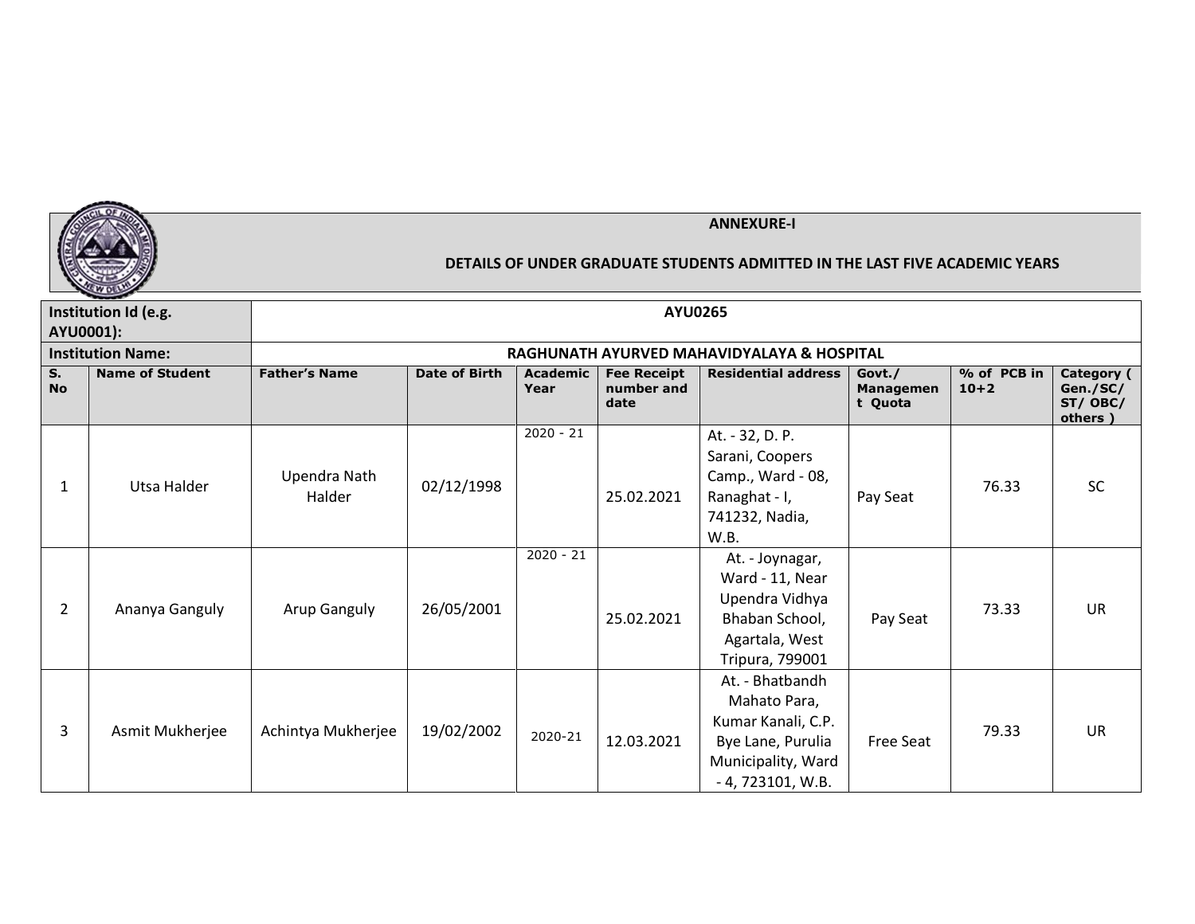**ANNEXURE-I**

**DETAILS OF UNDER GRADUATE STUDENTS ADMITTED IN THE LAST FIVE ACADEMIC YEARS**

| **Institution Id (e.g. AYU0001):** | **AYU0265** | | | | | | | | |
|---|---|---|---|---|---|---|---|---|---|
| **Institution Name:** | **RAGHUNATH AYURVED MAHAVIDYALAYA & HOSPITAL** | | | | | | | | |
| **S. No** | **Name of Student** | **Father's Name** | **Date of Birth** | **Academic Year** | **Fee Receipt number and date** | **Residential address** | **Govt./ Management Quota** | **% of PCB in 10+2** | **Category ( Gen./SC/ ST/ OBC/ others )** |
| 1 | Utsa Halder | Upendra Nath Halder | 02/12/1998 | 2020 - 21 | 25.02.2021 | At. - 32, D. P. Sarani, Coopers Camp., Ward - 08, Ranaghat - I, 741232, Nadia, W.B. | Pay Seat | 76.33 | SC |
| 2 | Ananya Ganguly | Arup Ganguly | 26/05/2001 | 2020 - 21 | 25.02.2021 | At. - Joynagar, Ward - 11, Near Upendra Vidhya Bhaban School, Agartala, West Tripura, 799001 | Pay Seat | 73.33 | UR |
| 3 | Asmit Mukherjee | Achintya Mukherjee | 19/02/2002 | 2020-21 | 12.03.2021 | At. - Bhatbandh Mahato Para, Kumar Kanali, C.P. Bye Lane, Purulia Municipality, Ward - 4, 723101, W.B. | Free Seat | 79.33 | UR |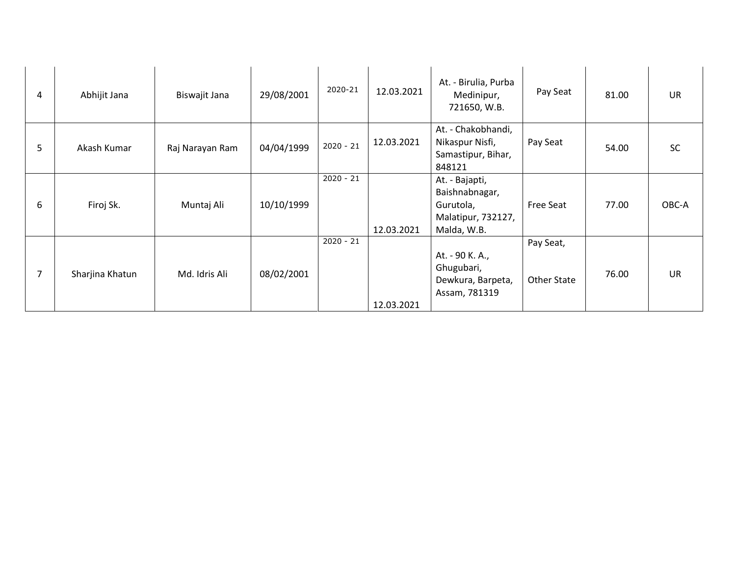| | | | | | | | | | |
|---|---|---|---|---|---|---|---|---|---|
| 4 | Abhijit Jana | Biswajit Jana | 29/08/2001 | 2020-21 | 12.03.2021 | At. - Birulia, Purba Medinipur, 721650, W.B. | Pay Seat | 81.00 | UR |
| 5 | Akash Kumar | Raj Narayan Ram | 04/04/1999 | 2020 - 21 | 12.03.2021 | At. - Chakobhandi, Nikaspur Nisfi, Samastipur, Bihar, 848121 | Pay Seat | 54.00 | SC |
| 6 | Firoj Sk. | Muntaj Ali | 10/10/1999 | 2020 - 21 | 12.03.2021 | At. - Bajapti, Baishnabnagar, Gurutola, Malatipur, 732127, Malda, W.B. | Free Seat | 77.00 | OBC-A |
| 7 | Sharjina Khatun | Md. Idris Ali | 08/02/2001 | 2020 - 21 | 12.03.2021 | At. - 90 K. A., Ghugubari, Dewkura, Barpeta, Assam, 781319 | Pay Seat, Other State | 76.00 | UR |